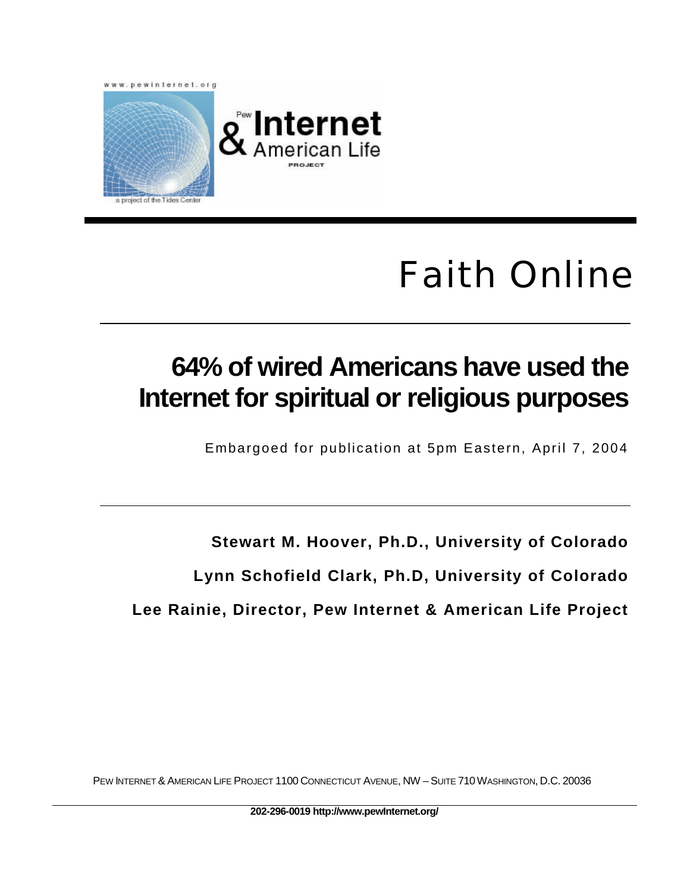www.pewinternet.org

Pew Internet & American Life Project

a project of the Tides Center

# Faith Online

## 64% of wired Americans have used the Internet for spiritual or religious purposes

Embargoed for publication at 5pm Eastern, April 7, 2004

**Stewart M. Hoover, Ph.D., University of Colorado**

**Lynn Schofield Clark, Ph.D, University of Colorado**

**Lee Rainie, Director, Pew Internet & American Life Project**

PEW INTERNET & AMERICAN LIFE PROJECT 1100 CONNECTICUT AVENUE, NW – SUITE 710 WASHINGTON, D.C. 20036

**202-296-0019 http://www.pewInternet.org/**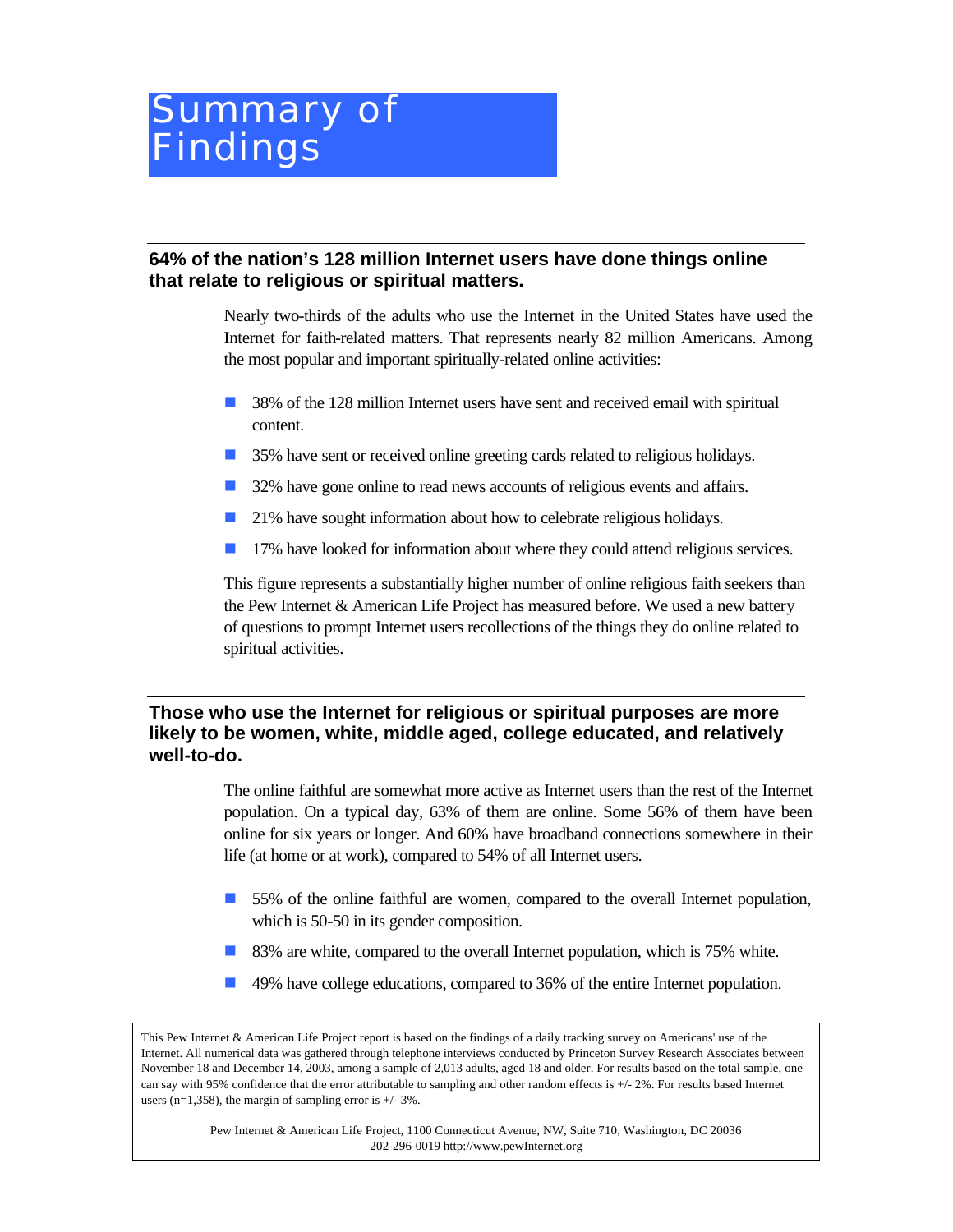# Summary of Findings

## 64% of the nation's 128 million Internet users have done things online that relate to religious or spiritual matters.

Nearly two-thirds of the adults who use the Internet in the United States have used the Internet for faith-related matters. That represents nearly 82 million Americans. Among the most popular and important spiritually-related online activities:

- 38% of the 128 million Internet users have sent and received email with spiritual content.
- 35% have sent or received online greeting cards related to religious holidays.
- 32% have gone online to read news accounts of religious events and affairs.
- 21% have sought information about how to celebrate religious holidays.
- 17% have looked for information about where they could attend religious services.

This figure represents a substantially higher number of online religious faith seekers than the Pew Internet & American Life Project has measured before. We used a new battery of questions to prompt Internet users recollections of the things they do online related to spiritual activities.

## Those who use the Internet for religious or spiritual purposes are more likely to be women, white, middle aged, college educated, and relatively well-to-do.

The online faithful are somewhat more active as Internet users than the rest of the Internet population. On a typical day, 63% of them are online. Some 56% of them have been online for six years or longer. And 60% have broadband connections somewhere in their life (at home or at work), compared to 54% of all Internet users.

- 55% of the online faithful are women, compared to the overall Internet population, which is 50-50 in its gender composition.
- 83% are white, compared to the overall Internet population, which is 75% white.
- 49% have college educations, compared to 36% of the entire Internet population.

This Pew Internet & American Life Project report is based on the findings of a daily tracking survey on Americans' use of the Internet. All numerical data was gathered through telephone interviews conducted by Princeton Survey Research Associates between November 18 and December 14, 2003, among a sample of 2,013 adults, aged 18 and older. For results based on the total sample, one can say with 95% confidence that the error attributable to sampling and other random effects is +/- 2%. For results based Internet users (n=1,358), the margin of sampling error is +/- 3%.

Pew Internet & American Life Project, 1100 Connecticut Avenue, NW, Suite 710, Washington, DC 20036
202-296-0019 http://www.pewInternet.org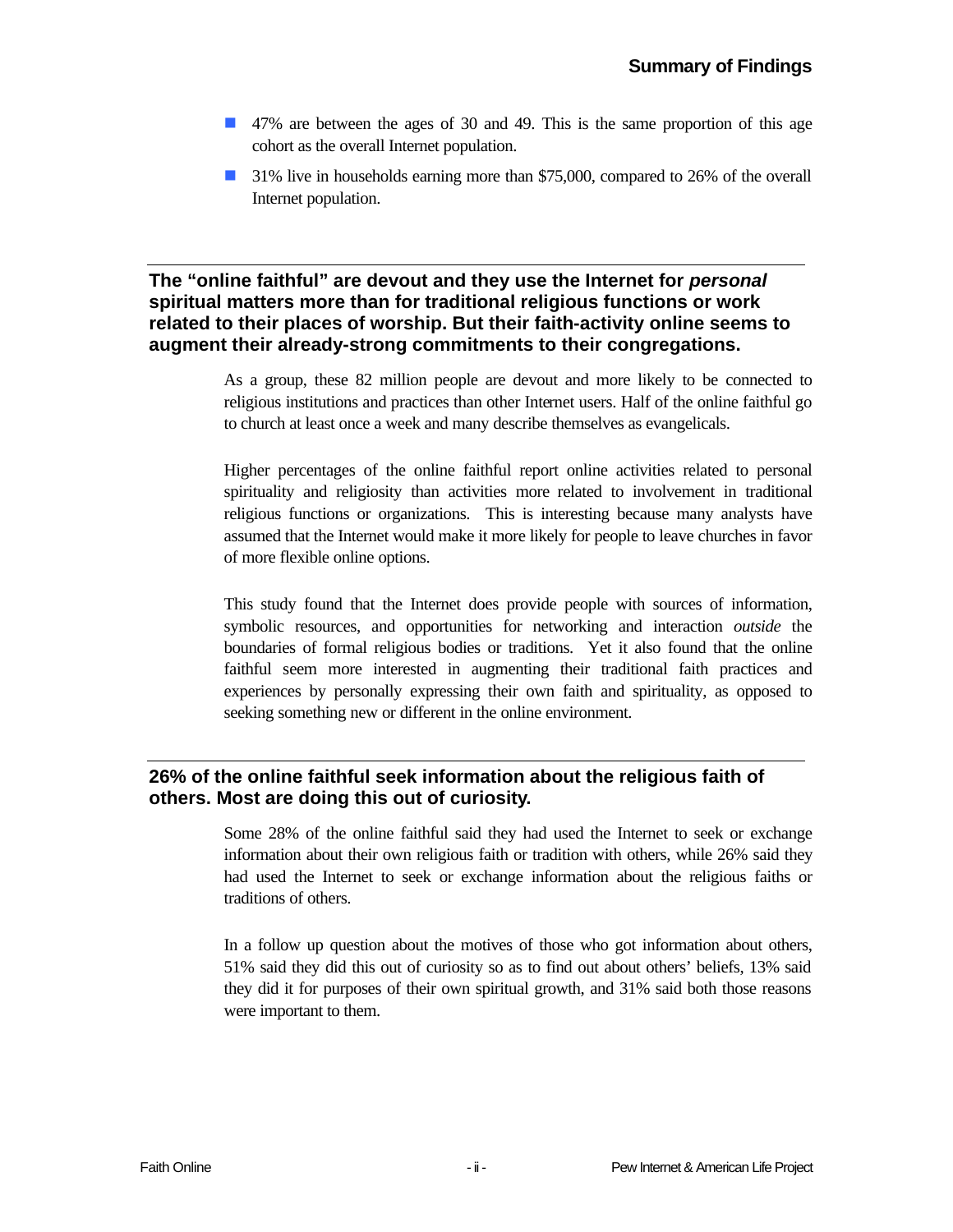- 47% are between the ages of 30 and 49. This is the same proportion of this age cohort as the overall Internet population.
- 31% live in households earning more than $75,000, compared to 26% of the overall Internet population.

### The "online faithful" are devout and they use the Internet for *personal* spiritual matters more than for traditional religious functions or work related to their places of worship. But their faith-activity online seems to augment their already-strong commitments to their congregations.

As a group, these 82 million people are devout and more likely to be connected to religious institutions and practices than other Internet users. Half of the online faithful go to church at least once a week and many describe themselves as evangelicals.

Higher percentages of the online faithful report online activities related to personal spirituality and religiosity than activities more related to involvement in traditional religious functions or organizations. This is interesting because many analysts have assumed that the Internet would make it more likely for people to leave churches in favor of more flexible online options.

This study found that the Internet does provide people with sources of information, symbolic resources, and opportunities for networking and interaction *outside* the boundaries of formal religious bodies or traditions. Yet it also found that the online faithful seem more interested in augmenting their traditional faith practices and experiences by personally expressing their own faith and spirituality, as opposed to seeking something new or different in the online environment.

### 26% of the online faithful seek information about the religious faith of others. Most are doing this out of curiosity.

Some 28% of the online faithful said they had used the Internet to seek or exchange information about their own religious faith or tradition with others, while 26% said they had used the Internet to seek or exchange information about the religious faiths or traditions of others.

In a follow up question about the motives of those who got information about others, 51% said they did this out of curiosity so as to find out about others' beliefs, 13% said they did it for purposes of their own spiritual growth, and 31% said both those reasons were important to them.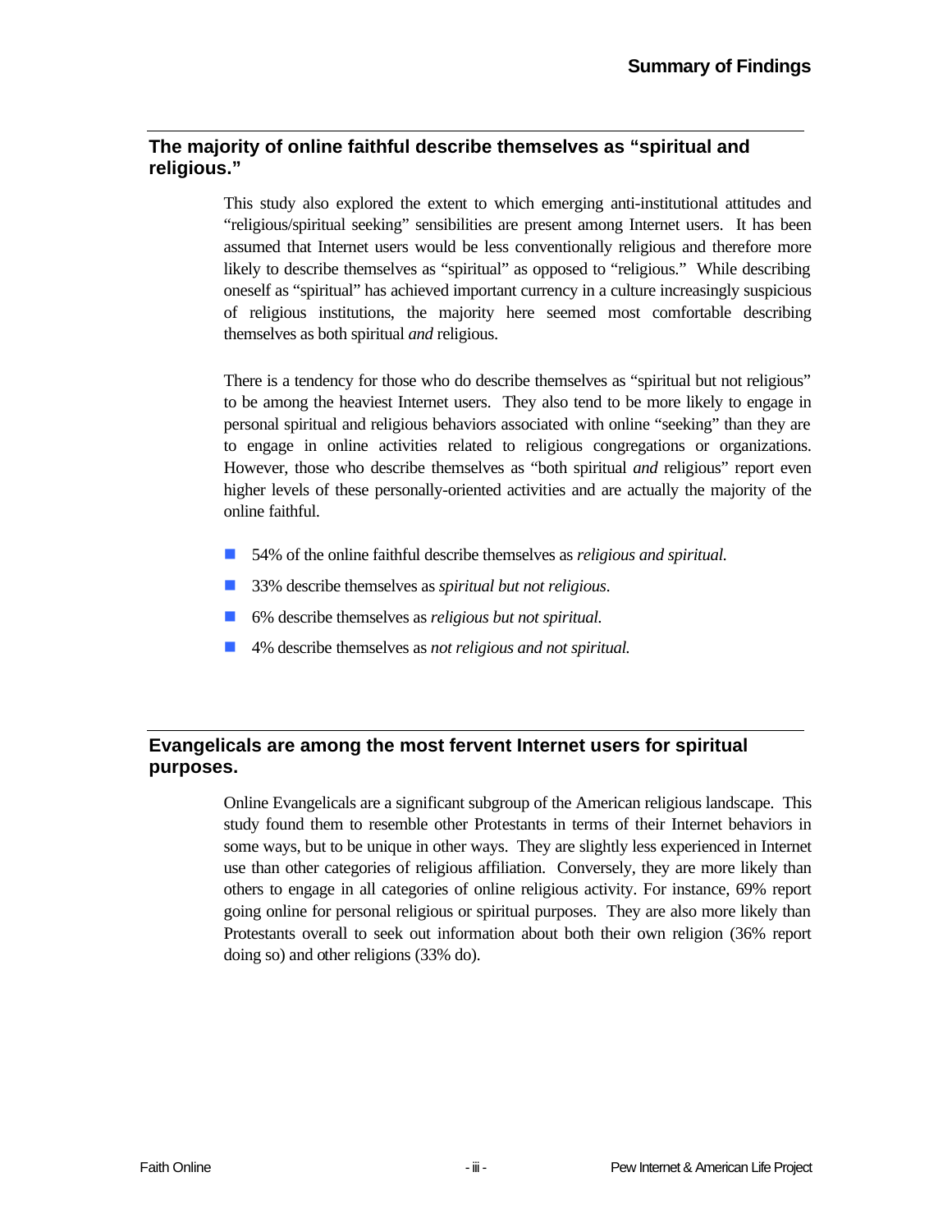## The majority of online faithful describe themselves as "spiritual and religious."

This study also explored the extent to which emerging anti-institutional attitudes and "religious/spiritual seeking" sensibilities are present among Internet users. It has been assumed that Internet users would be less conventionally religious and therefore more likely to describe themselves as "spiritual" as opposed to "religious." While describing oneself as "spiritual" has achieved important currency in a culture increasingly suspicious of religious institutions, the majority here seemed most comfortable describing themselves as both spiritual *and* religious.

There is a tendency for those who do describe themselves as "spiritual but not religious" to be among the heaviest Internet users. They also tend to be more likely to engage in personal spiritual and religious behaviors associated with online "seeking" than they are to engage in online activities related to religious congregations or organizations. However, those who describe themselves as "both spiritual *and* religious" report even higher levels of these personally-oriented activities and are actually the majority of the online faithful.

- 54% of the online faithful describe themselves as *religious and spiritual.*
- 33% describe themselves as *spiritual but not religious*.
- 6% describe themselves as *religious but not spiritual.*
- 4% describe themselves as *not religious and not spiritual.*

## Evangelicals are among the most fervent Internet users for spiritual purposes.

Online Evangelicals are a significant subgroup of the American religious landscape. This study found them to resemble other Protestants in terms of their Internet behaviors in some ways, but to be unique in other ways. They are slightly less experienced in Internet use than other categories of religious affiliation. Conversely, they are more likely than others to engage in all categories of online religious activity. For instance, 69% report going online for personal religious or spiritual purposes. They are also more likely than Protestants overall to seek out information about both their own religion (36% report doing so) and other religions (33% do).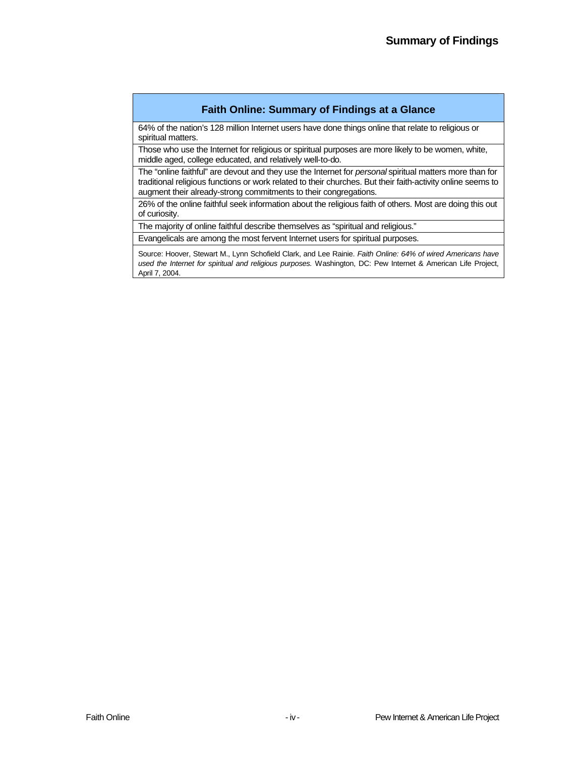# Summary of Findings

| Faith Online: Summary of Findings at a Glance |
| --- |
| 64% of the nation's 128 million Internet users have done things online that relate to religious or spiritual matters. |
| Those who use the Internet for religious or spiritual purposes are more likely to be women, white, middle aged, college educated, and relatively well-to-do. |
| The "online faithful" are devout and they use the Internet for *personal* spiritual matters more than for traditional religious functions or work related to their churches. But their faith-activity online seems to augment their already-strong commitments to their congregations. |
| 26% of the online faithful seek information about the religious faith of others. Most are doing this out of curiosity. |
| The majority of online faithful describe themselves as "spiritual and religious." |
| Evangelicals are among the most fervent Internet users for spiritual purposes. |
| Source: Hoover, Stewart M., Lynn Schofield Clark, and Lee Rainie. *Faith Online: 64% of wired Americans have used the Internet for spiritual and religious purposes.* Washington, DC: Pew Internet & American Life Project, April 7, 2004. |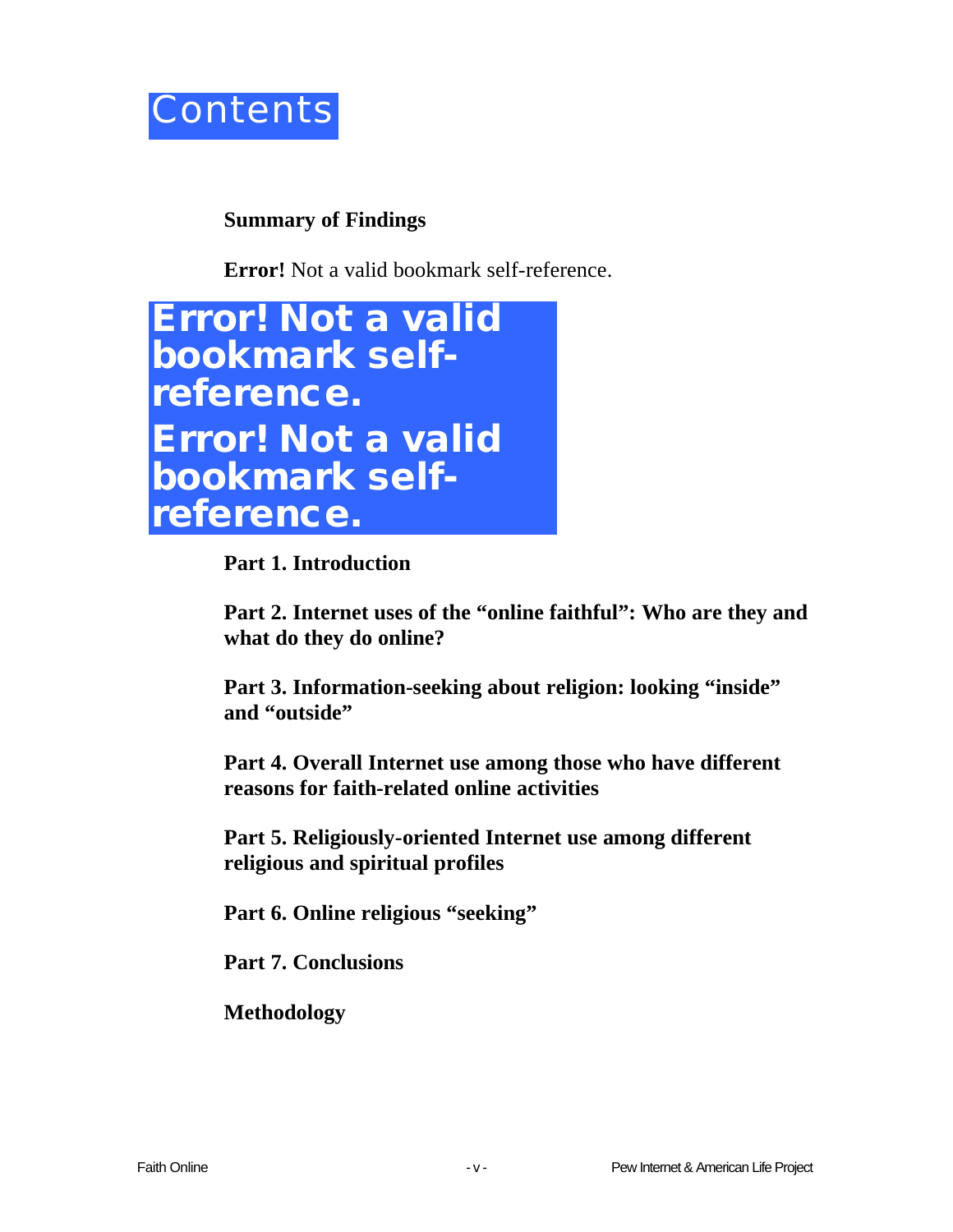# Contents

**Summary of Findings**

**Error!** Not a valid bookmark self-reference.

# Error! Not a valid bookmark self-reference.

# Error! Not a valid bookmark self-reference.

**Part 1. Introduction**

**Part 2. Internet uses of the "online faithful": Who are they and what do they do online?**

**Part 3. Information-seeking about religion: looking "inside" and "outside"**

**Part 4. Overall Internet use among those who have different reasons for faith-related online activities**

**Part 5. Religiously-oriented Internet use among different religious and spiritual profiles**

**Part 6. Online religious "seeking"**

**Part 7. Conclusions**

**Methodology**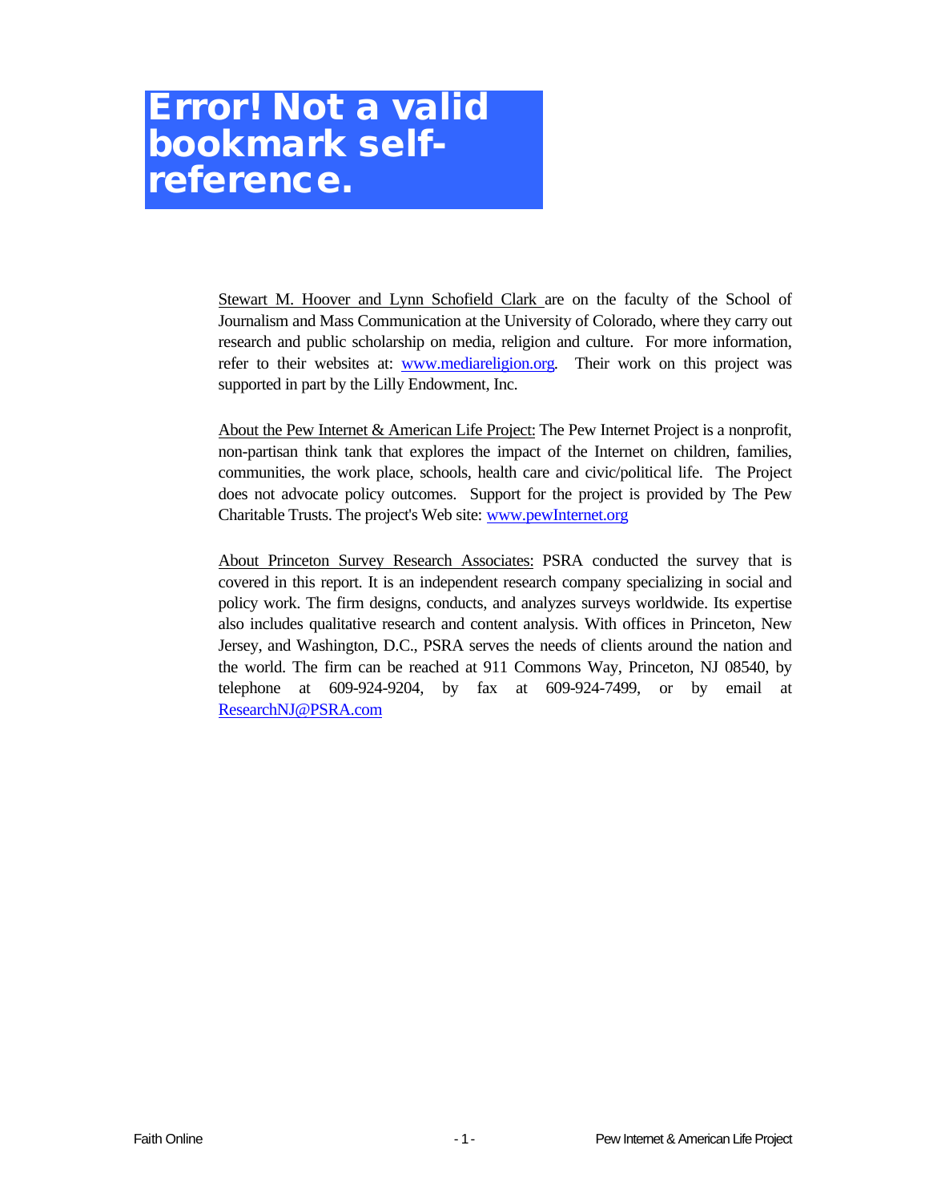# Error! Not a valid bookmark self-reference.

Stewart M. Hoover and Lynn Schofield Clark are on the faculty of the School of Journalism and Mass Communication at the University of Colorado, where they carry out research and public scholarship on media, religion and culture. For more information, refer to their websites at: www.mediareligion.org. Their work on this project was supported in part by the Lilly Endowment, Inc.

About the Pew Internet & American Life Project: The Pew Internet Project is a nonprofit, non-partisan think tank that explores the impact of the Internet on children, families, communities, the work place, schools, health care and civic/political life. The Project does not advocate policy outcomes. Support for the project is provided by The Pew Charitable Trusts. The project's Web site: www.pewInternet.org

About Princeton Survey Research Associates: PSRA conducted the survey that is covered in this report. It is an independent research company specializing in social and policy work. The firm designs, conducts, and analyzes surveys worldwide. Its expertise also includes qualitative research and content analysis. With offices in Princeton, New Jersey, and Washington, D.C., PSRA serves the needs of clients around the nation and the world. The firm can be reached at 911 Commons Way, Princeton, NJ 08540, by telephone at 609-924-9204, by fax at 609-924-7499, or by email at ResearchNJ@PSRA.com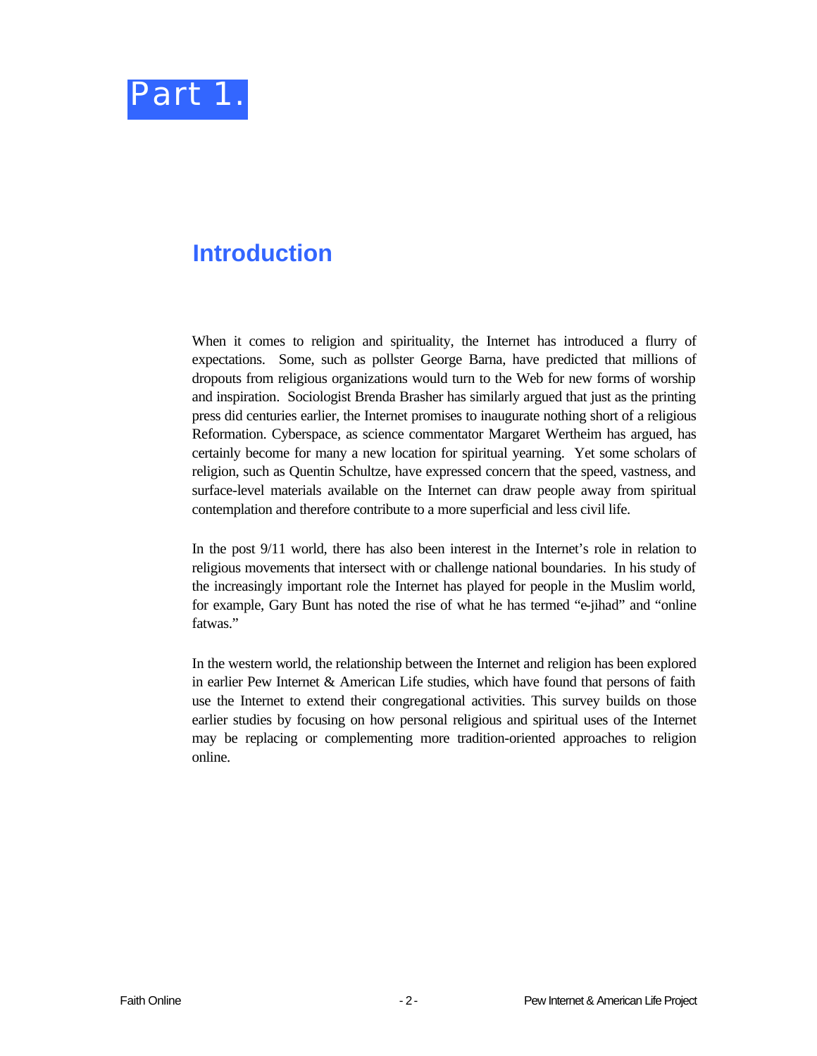# Part 1.

## Introduction

When it comes to religion and spirituality, the Internet has introduced a flurry of expectations. Some, such as pollster George Barna, have predicted that millions of dropouts from religious organizations would turn to the Web for new forms of worship and inspiration. Sociologist Brenda Brasher has similarly argued that just as the printing press did centuries earlier, the Internet promises to inaugurate nothing short of a religious Reformation. Cyberspace, as science commentator Margaret Wertheim has argued, has certainly become for many a new location for spiritual yearning. Yet some scholars of religion, such as Quentin Schultze, have expressed concern that the speed, vastness, and surface-level materials available on the Internet can draw people away from spiritual contemplation and therefore contribute to a more superficial and less civil life.

In the post 9/11 world, there has also been interest in the Internet's role in relation to religious movements that intersect with or challenge national boundaries. In his study of the increasingly important role the Internet has played for people in the Muslim world, for example, Gary Bunt has noted the rise of what he has termed "e-jihad" and "online fatwas."

In the western world, the relationship between the Internet and religion has been explored in earlier Pew Internet & American Life studies, which have found that persons of faith use the Internet to extend their congregational activities. This survey builds on those earlier studies by focusing on how personal religious and spiritual uses of the Internet may be replacing or complementing more tradition-oriented approaches to religion online.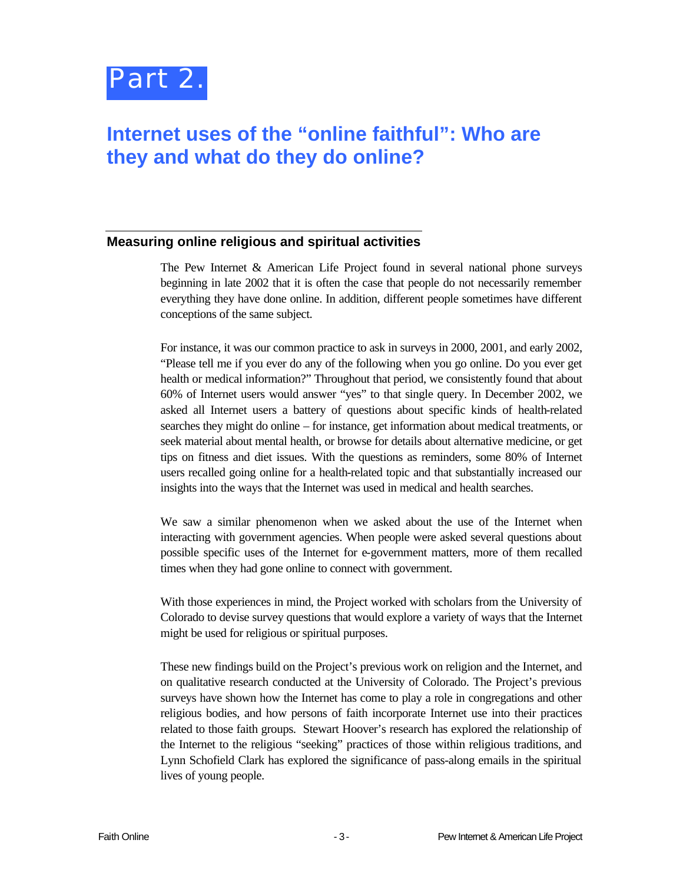# Part 2.

## Internet uses of the "online faithful": Who are they and what do they do online?

### Measuring online religious and spiritual activities

The Pew Internet & American Life Project found in several national phone surveys beginning in late 2002 that it is often the case that people do not necessarily remember everything they have done online. In addition, different people sometimes have different conceptions of the same subject.

For instance, it was our common practice to ask in surveys in 2000, 2001, and early 2002, "Please tell me if you ever do any of the following when you go online. Do you ever get health or medical information?" Throughout that period, we consistently found that about 60% of Internet users would answer "yes" to that single query. In December 2002, we asked all Internet users a battery of questions about specific kinds of health-related searches they might do online – for instance, get information about medical treatments, or seek material about mental health, or browse for details about alternative medicine, or get tips on fitness and diet issues. With the questions as reminders, some 80% of Internet users recalled going online for a health-related topic and that substantially increased our insights into the ways that the Internet was used in medical and health searches.

We saw a similar phenomenon when we asked about the use of the Internet when interacting with government agencies. When people were asked several questions about possible specific uses of the Internet for e-government matters, more of them recalled times when they had gone online to connect with government.

With those experiences in mind, the Project worked with scholars from the University of Colorado to devise survey questions that would explore a variety of ways that the Internet might be used for religious or spiritual purposes.

These new findings build on the Project's previous work on religion and the Internet, and on qualitative research conducted at the University of Colorado. The Project's previous surveys have shown how the Internet has come to play a role in congregations and other religious bodies, and how persons of faith incorporate Internet use into their practices related to those faith groups. Stewart Hoover's research has explored the relationship of the Internet to the religious "seeking" practices of those within religious traditions, and Lynn Schofield Clark has explored the significance of pass-along emails in the spiritual lives of young people.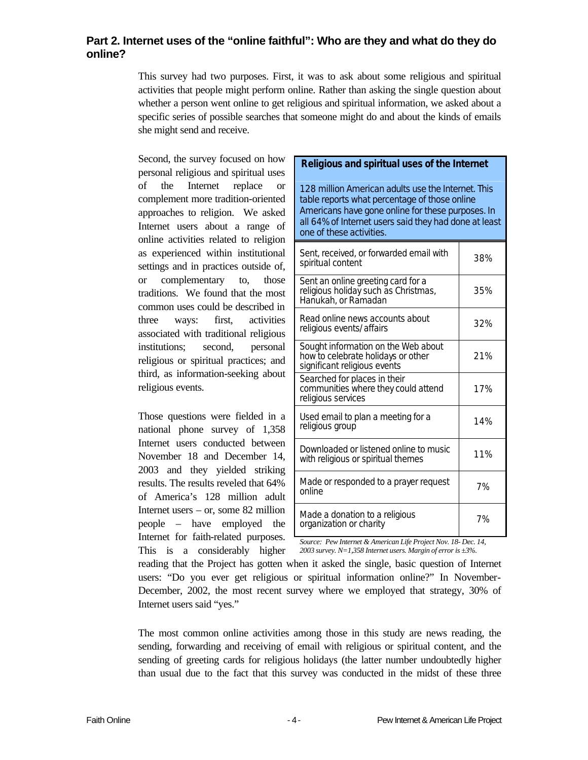## Part 2. Internet uses of the "online faithful": Who are they and what do they do online?

This survey had two purposes. First, it was to ask about some religious and spiritual activities that people might perform online. Rather than asking the single question about whether a person went online to get religious and spiritual information, we asked about a specific series of possible searches that someone might do and about the kinds of emails she might send and receive.

Second, the survey focused on how personal religious and spiritual uses of the Internet replace or complement more tradition-oriented approaches to religion. We asked Internet users about a range of online activities related to religion as experienced within institutional settings and in practices outside of, or complementary to, those traditions. We found that the most common uses could be described in three ways: first, activities associated with traditional religious institutions; second, personal religious or spiritual practices; and third, as information-seeking about religious events.

**Religious and spiritual uses of the Internet**

128 million American adults use the Internet. This table reports what percentage of those online Americans have gone online for these purposes. In all 64% of Internet users said they had done at least one of these activities.

| Activity | % |
|---|---|
| Sent, received, or forwarded email with spiritual content | 38% |
| Sent an online greeting card for a religious holiday such as Christmas, Hanukah, or Ramadan | 35% |
| Read online news accounts about religious events/affairs | 32% |
| Sought information on the Web about how to celebrate holidays or other significant religious events | 21% |
| Searched for places in their communities where they could attend religious services | 17% |
| Used email to plan a meeting for a religious group | 14% |
| Downloaded or listened online to music with religious or spiritual themes | 11% |
| Made or responded to a prayer request online | 7% |
| Made a donation to a religious organization or charity | 7% |

*Source: Pew Internet & American Life Project Nov. 18- Dec. 14, 2003 survey. N=1,358 Internet users. Margin of error is ±3%.*

Those questions were fielded in a national phone survey of 1,358 Internet users conducted between November 18 and December 14, 2003 and they yielded striking results. The results reveled that 64% of America's 128 million adult Internet users – or, some 82 million people – have employed the Internet for faith-related purposes. This is a considerably higher reading that the Project has gotten when it asked the single, basic question of Internet users: "Do you ever get religious or spiritual information online?" In November-December, 2002, the most recent survey where we employed that strategy, 30% of Internet users said "yes."

The most common online activities among those in this study are news reading, the sending, forwarding and receiving of email with religious or spiritual content, and the sending of greeting cards for religious holidays (the latter number undoubtedly higher than usual due to the fact that this survey was conducted in the midst of these three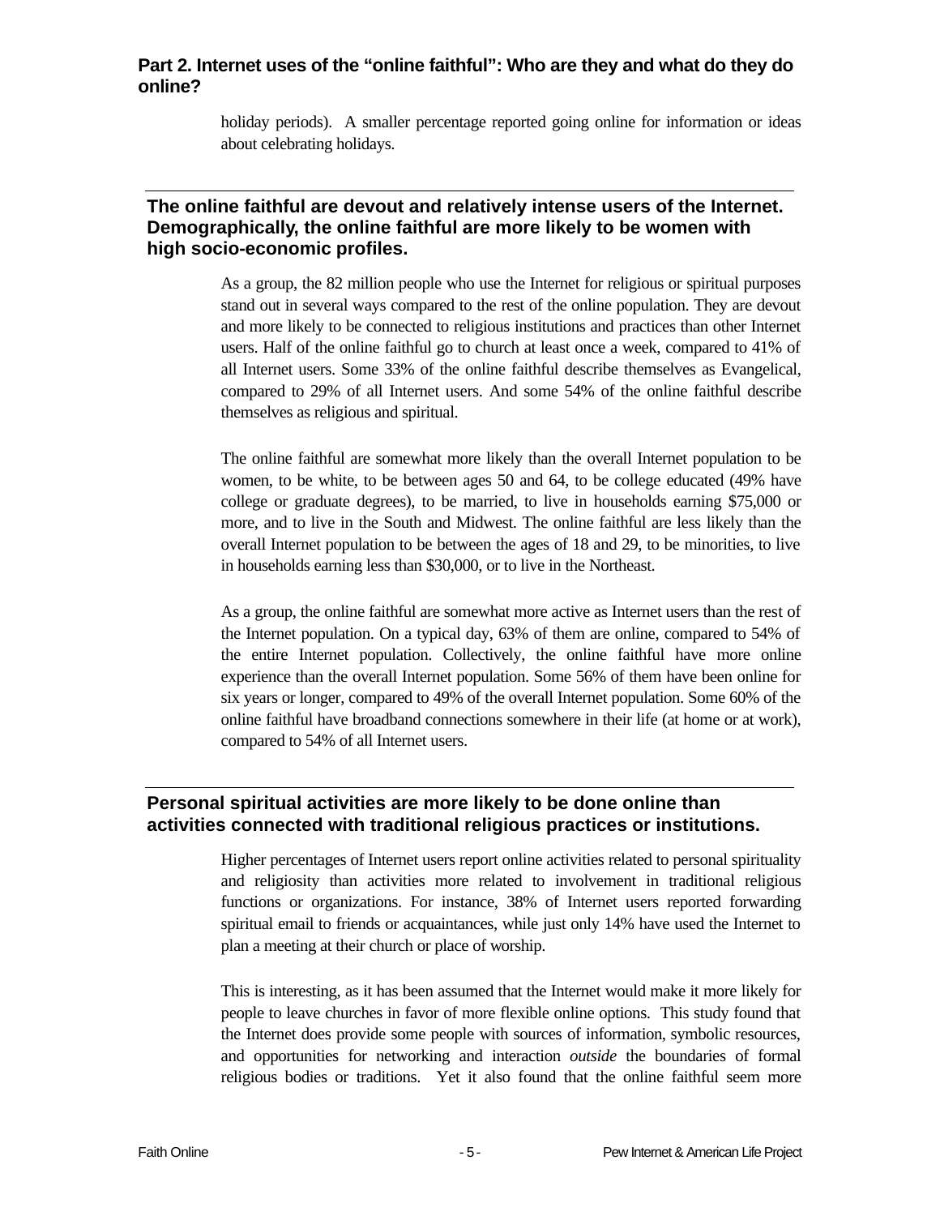## Part 2. Internet uses of the "online faithful": Who are they and what do they do online?

holiday periods). A smaller percentage reported going online for information or ideas about celebrating holidays.

### The online faithful are devout and relatively intense users of the Internet. Demographically, the online faithful are more likely to be women with high socio-economic profiles.

As a group, the 82 million people who use the Internet for religious or spiritual purposes stand out in several ways compared to the rest of the online population. They are devout and more likely to be connected to religious institutions and practices than other Internet users. Half of the online faithful go to church at least once a week, compared to 41% of all Internet users. Some 33% of the online faithful describe themselves as Evangelical, compared to 29% of all Internet users. And some 54% of the online faithful describe themselves as religious and spiritual.

The online faithful are somewhat more likely than the overall Internet population to be women, to be white, to be between ages 50 and 64, to be college educated (49% have college or graduate degrees), to be married, to live in households earning $75,000 or more, and to live in the South and Midwest. The online faithful are less likely than the overall Internet population to be between the ages of 18 and 29, to be minorities, to live in households earning less than $30,000, or to live in the Northeast.

As a group, the online faithful are somewhat more active as Internet users than the rest of the Internet population. On a typical day, 63% of them are online, compared to 54% of the entire Internet population. Collectively, the online faithful have more online experience than the overall Internet population. Some 56% of them have been online for six years or longer, compared to 49% of the overall Internet population. Some 60% of the online faithful have broadband connections somewhere in their life (at home or at work), compared to 54% of all Internet users.

### Personal spiritual activities are more likely to be done online than activities connected with traditional religious practices or institutions.

Higher percentages of Internet users report online activities related to personal spirituality and religiosity than activities more related to involvement in traditional religious functions or organizations. For instance, 38% of Internet users reported forwarding spiritual email to friends or acquaintances, while just only 14% have used the Internet to plan a meeting at their church or place of worship.

This is interesting, as it has been assumed that the Internet would make it more likely for people to leave churches in favor of more flexible online options. This study found that the Internet does provide some people with sources of information, symbolic resources, and opportunities for networking and interaction *outside* the boundaries of formal religious bodies or traditions. Yet it also found that the online faithful seem more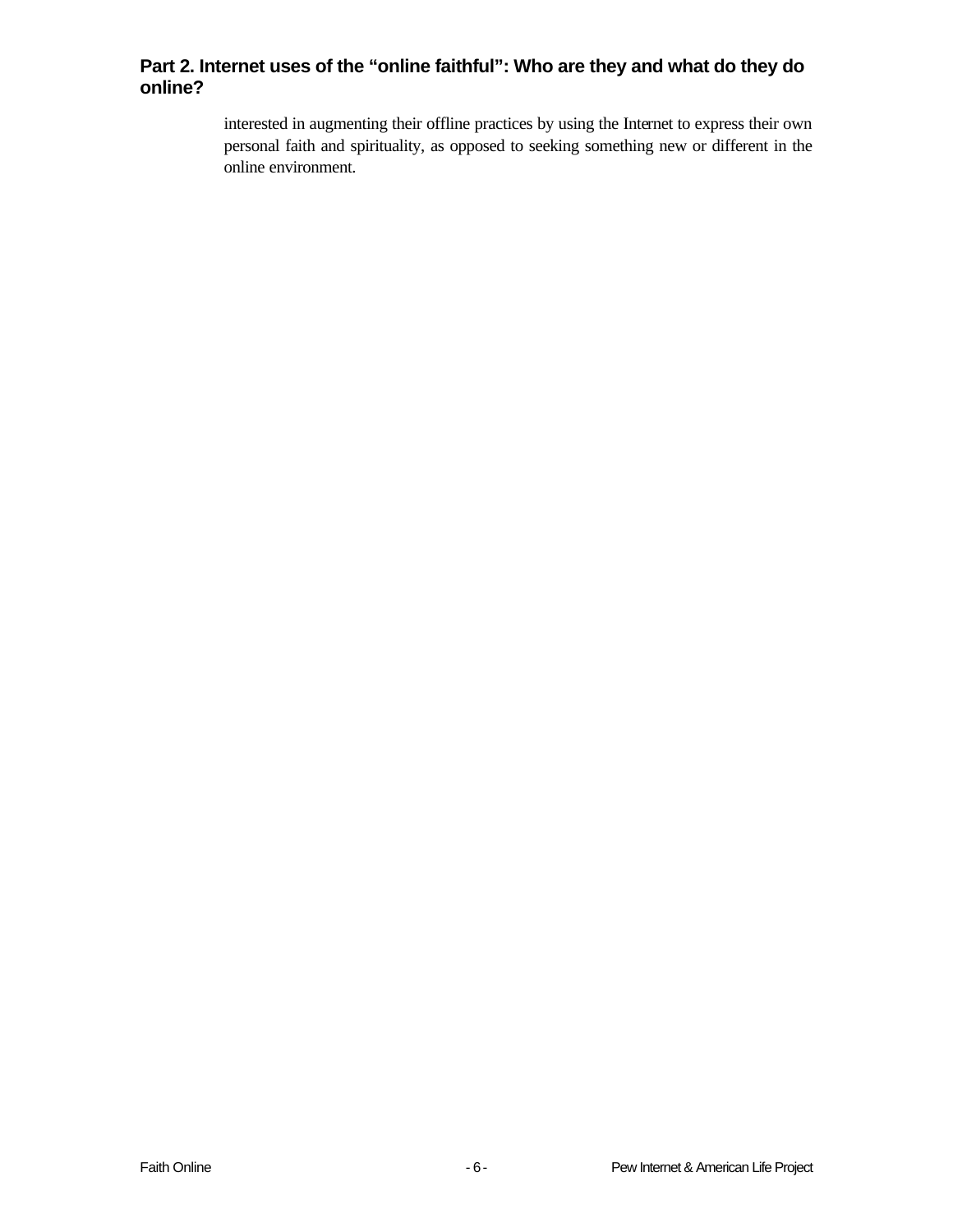## Part 2. Internet uses of the "online faithful": Who are they and what do they do online?

interested in augmenting their offline practices by using the Internet to express their own personal faith and spirituality, as opposed to seeking something new or different in the online environment.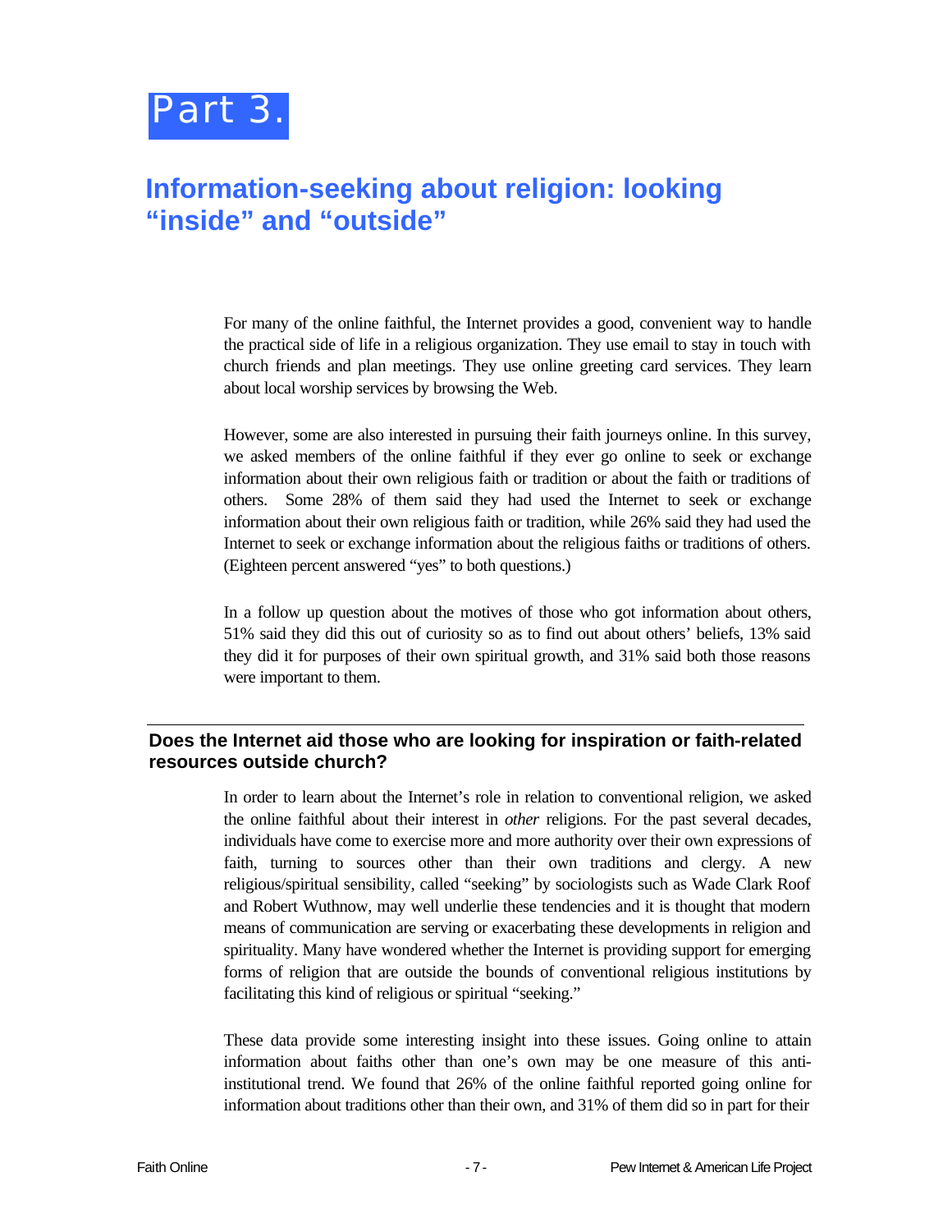# Part 3.

## Information-seeking about religion: looking "inside" and "outside"

For many of the online faithful, the Internet provides a good, convenient way to handle the practical side of life in a religious organization. They use email to stay in touch with church friends and plan meetings. They use online greeting card services. They learn about local worship services by browsing the Web.

However, some are also interested in pursuing their faith journeys online. In this survey, we asked members of the online faithful if they ever go online to seek or exchange information about their own religious faith or tradition or about the faith or traditions of others. Some 28% of them said they had used the Internet to seek or exchange information about their own religious faith or tradition, while 26% said they had used the Internet to seek or exchange information about the religious faiths or traditions of others. (Eighteen percent answered "yes" to both questions.)

In a follow up question about the motives of those who got information about others, 51% said they did this out of curiosity so as to find out about others' beliefs, 13% said they did it for purposes of their own spiritual growth, and 31% said both those reasons were important to them.

### Does the Internet aid those who are looking for inspiration or faith-related resources outside church?

In order to learn about the Internet's role in relation to conventional religion, we asked the online faithful about their interest in *other* religions. For the past several decades, individuals have come to exercise more and more authority over their own expressions of faith, turning to sources other than their own traditions and clergy. A new religious/spiritual sensibility, called "seeking" by sociologists such as Wade Clark Roof and Robert Wuthnow, may well underlie these tendencies and it is thought that modern means of communication are serving or exacerbating these developments in religion and spirituality. Many have wondered whether the Internet is providing support for emerging forms of religion that are outside the bounds of conventional religious institutions by facilitating this kind of religious or spiritual "seeking."

These data provide some interesting insight into these issues. Going online to attain information about faiths other than one's own may be one measure of this anti-institutional trend. We found that 26% of the online faithful reported going online for information about traditions other than their own, and 31% of them did so in part for their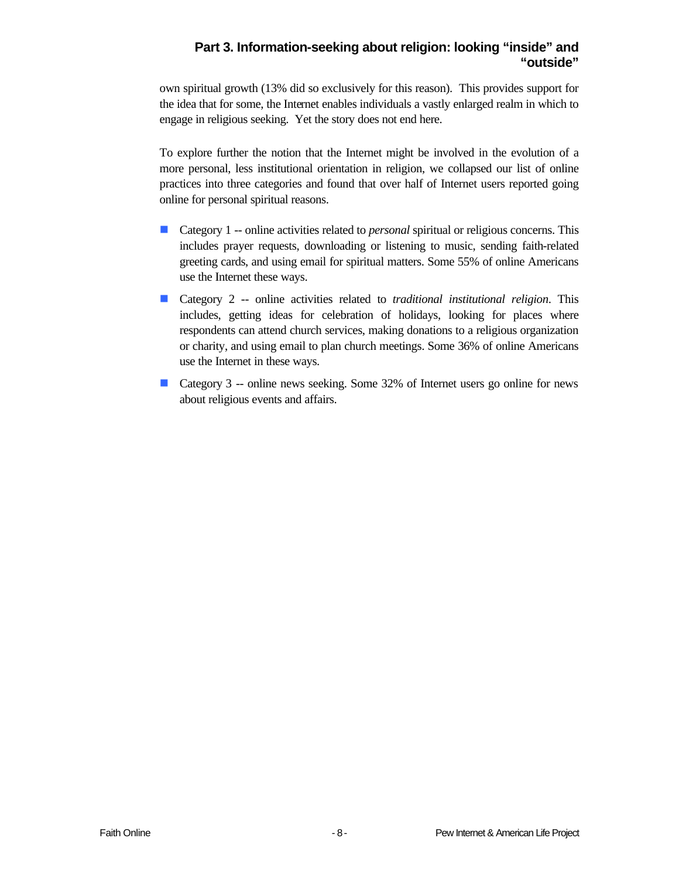own spiritual growth (13% did so exclusively for this reason). This provides support for the idea that for some, the Internet enables individuals a vastly enlarged realm in which to engage in religious seeking. Yet the story does not end here.

To explore further the notion that the Internet might be involved in the evolution of a more personal, less institutional orientation in religion, we collapsed our list of online practices into three categories and found that over half of Internet users reported going online for personal spiritual reasons.

- Category 1 -- online activities related to *personal* spiritual or religious concerns. This includes prayer requests, downloading or listening to music, sending faith-related greeting cards, and using email for spiritual matters. Some 55% of online Americans use the Internet these ways.
- Category 2 -- online activities related to *traditional institutional religion*. This includes, getting ideas for celebration of holidays, looking for places where respondents can attend church services, making donations to a religious organization or charity, and using email to plan church meetings. Some 36% of online Americans use the Internet in these ways.
- Category 3 -- online news seeking. Some 32% of Internet users go online for news about religious events and affairs.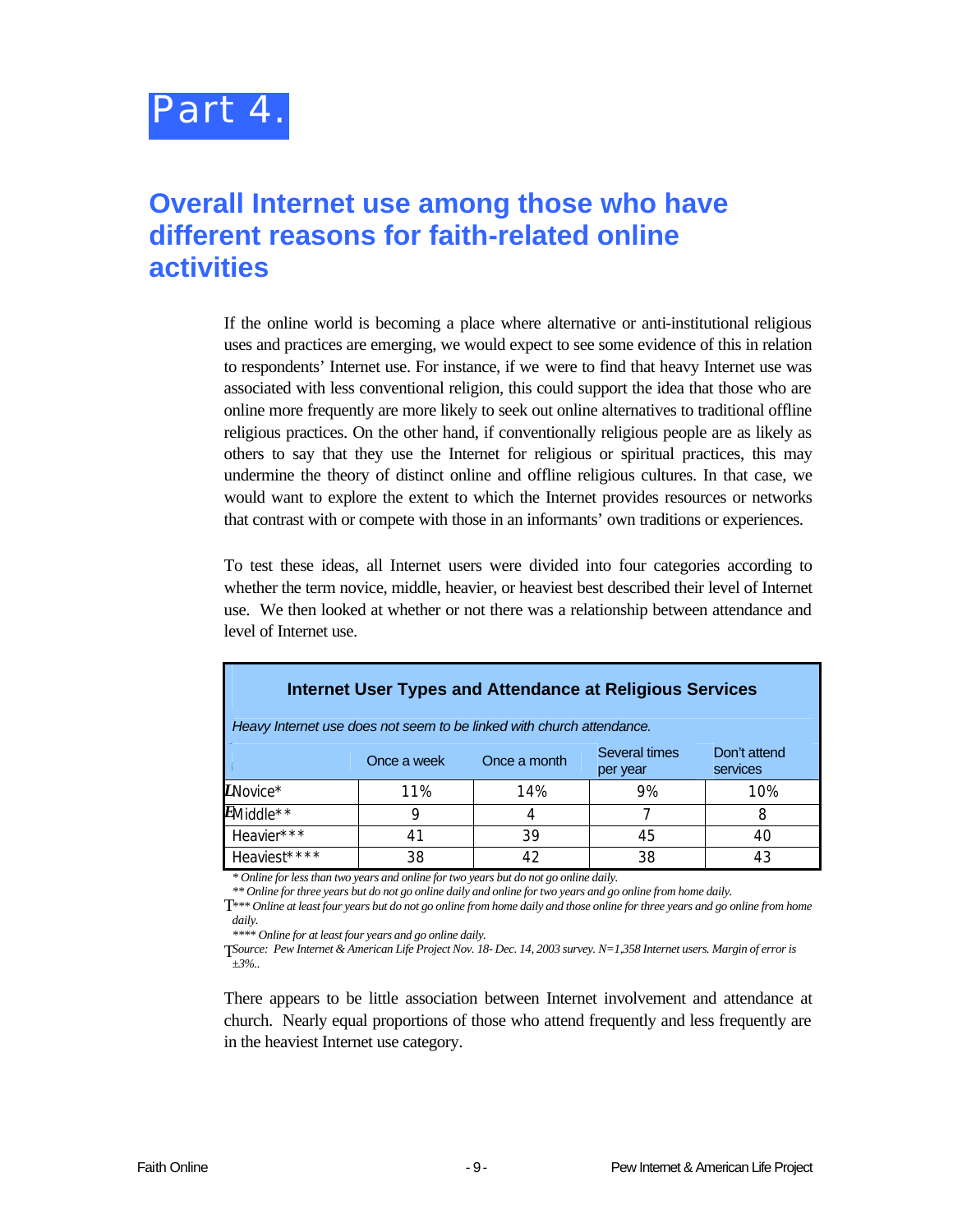# Part 4.

## Overall Internet use among those who have different reasons for faith-related online activities

If the online world is becoming a place where alternative or anti-institutional religious uses and practices are emerging, we would expect to see some evidence of this in relation to respondents' Internet use. For instance, if we were to find that heavy Internet use was associated with less conventional religion, this could support the idea that those who are online more frequently are more likely to seek out online alternatives to traditional offline religious practices. On the other hand, if conventionally religious people are as likely as others to say that they use the Internet for religious or spiritual practices, this may undermine the theory of distinct online and offline religious cultures. In that case, we would want to explore the extent to which the Internet provides resources or networks that contrast with or compete with those in an informants' own traditions or experiences.

To test these ideas, all Internet users were divided into four categories according to whether the term novice, middle, heavier, or heaviest best described their level of Internet use. We then looked at whether or not there was a relationship between attendance and level of Internet use.

**Internet User Types and Attendance at Religious Services**

*Heavy Internet use does not seem to be linked with church attendance.*

| | Once a week | Once a month | Several times per year | Don't attend services |
|---|---|---|---|---|
| Novice* | 11% | 14% | 9% | 10% |
| Middle** | 9 | 4 | 7 | 8 |
| Heavier*** | 41 | 39 | 45 | 40 |
| Heaviest**** | 38 | 42 | 38 | 43 |

*\* Online for less than two years and online for two years but do not go online daily.*

*\*\* Online for three years but do not go online daily and online for two years and go online from home daily.*

*\*\*\* Online at least four years but do not go online from home daily and those online for three years and go online from home daily.*

*\*\*\*\* Online for at least four years and go online daily.*

*Source: Pew Internet & American Life Project Nov. 18- Dec. 14, 2003 survey. N=1,358 Internet users. Margin of error is ±3%..*

There appears to be little association between Internet involvement and attendance at church. Nearly equal proportions of those who attend frequently and less frequently are in the heaviest Internet use category.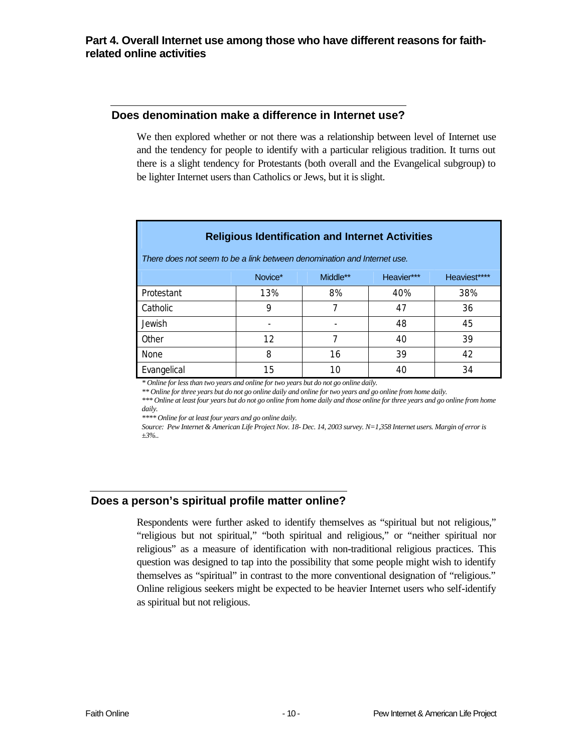## Part 4. Overall Internet use among those who have different reasons for faith-related online activities

### Does denomination make a difference in Internet use?

We then explored whether or not there was a relationship between level of Internet use and the tendency for people to identify with a particular religious tradition. It turns out there is a slight tendency for Protestants (both overall and the Evangelical subgroup) to be lighter Internet users than Catholics or Jews, but it is slight.

**Religious Identification and Internet Activities**

*There does not seem to be a link between denomination and Internet use.*

| | Novice* | Middle** | Heavier*** | Heaviest**** |
|---|---|---|---|---|
| Protestant | 13% | 8% | 40% | 38% |
| Catholic | 9 | 7 | 47 | 36 |
| Jewish | - | - | 48 | 45 |
| Other | 12 | 7 | 40 | 39 |
| None | 8 | 16 | 39 | 42 |
| Evangelical | 15 | 10 | 40 | 34 |

*\* Online for less than two years and online for two years but do not go online daily.*

*\*\* Online for three years but do not go online daily and online for two years and go online from home daily.*

*\*\*\* Online at least four years but do not go online from home daily and those online for three years and go online from home daily.*

*\*\*\*\* Online for at least four years and go online daily.*

*Source: Pew Internet & American Life Project Nov. 18- Dec. 14, 2003 survey. N=1,358 Internet users. Margin of error is ±3%..*

### Does a person's spiritual profile matter online?

Respondents were further asked to identify themselves as "spiritual but not religious," "religious but not spiritual," "both spiritual and religious," or "neither spiritual nor religious" as a measure of identification with non-traditional religious practices. This question was designed to tap into the possibility that some people might wish to identify themselves as "spiritual" in contrast to the more conventional designation of "religious." Online religious seekers might be expected to be heavier Internet users who self-identify as spiritual but not religious.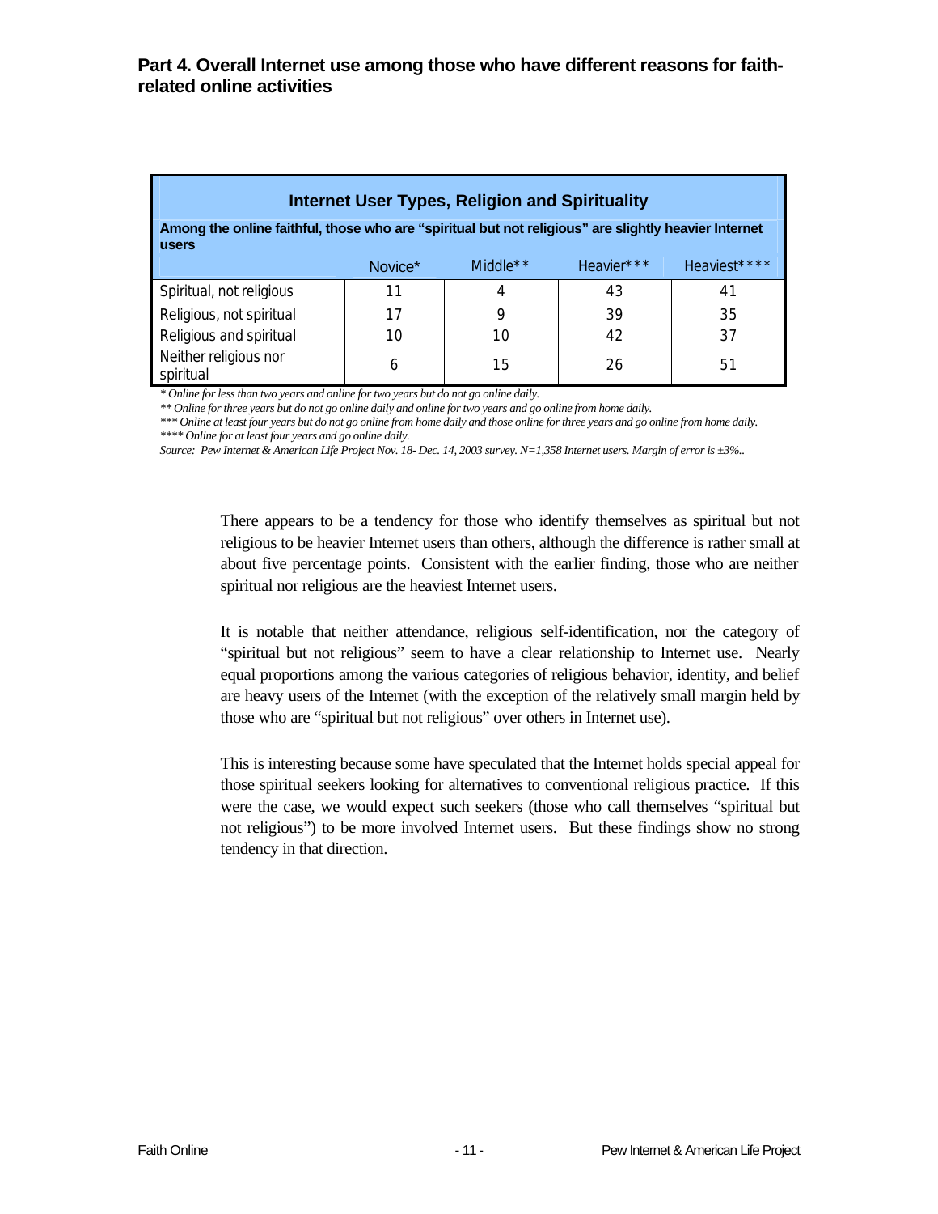## Part 4. Overall Internet use among those who have different reasons for faith-related online activities

**Internet User Types, Religion and Spirituality**

**Among the online faithful, those who are "spiritual but not religious" are slightly heavier Internet users**

| | Novice* | Middle** | Heavier*** | Heaviest**** |
|---|---|---|---|---|
| Spiritual, not religious | 11 | 4 | 43 | 41 |
| Religious, not spiritual | 17 | 9 | 39 | 35 |
| Religious and spiritual | 10 | 10 | 42 | 37 |
| Neither religious nor spiritual | 6 | 15 | 26 | 51 |

*\* Online for less than two years and online for two years but do not go online daily.*

*\*\* Online for three years but do not go online daily and online for two years and go online from home daily.*

*\*\*\* Online at least four years but do not go online from home daily and those online for three years and go online from home daily.*

*\*\*\*\* Online for at least four years and go online daily.*

*Source: Pew Internet & American Life Project Nov. 18- Dec. 14, 2003 survey. N=1,358 Internet users. Margin of error is ±3%..*

There appears to be a tendency for those who identify themselves as spiritual but not religious to be heavier Internet users than others, although the difference is rather small at about five percentage points. Consistent with the earlier finding, those who are neither spiritual nor religious are the heaviest Internet users.

It is notable that neither attendance, religious self-identification, nor the category of "spiritual but not religious" seem to have a clear relationship to Internet use. Nearly equal proportions among the various categories of religious behavior, identity, and belief are heavy users of the Internet (with the exception of the relatively small margin held by those who are "spiritual but not religious" over others in Internet use).

This is interesting because some have speculated that the Internet holds special appeal for those spiritual seekers looking for alternatives to conventional religious practice. If this were the case, we would expect such seekers (those who call themselves "spiritual but not religious") to be more involved Internet users. But these findings show no strong tendency in that direction.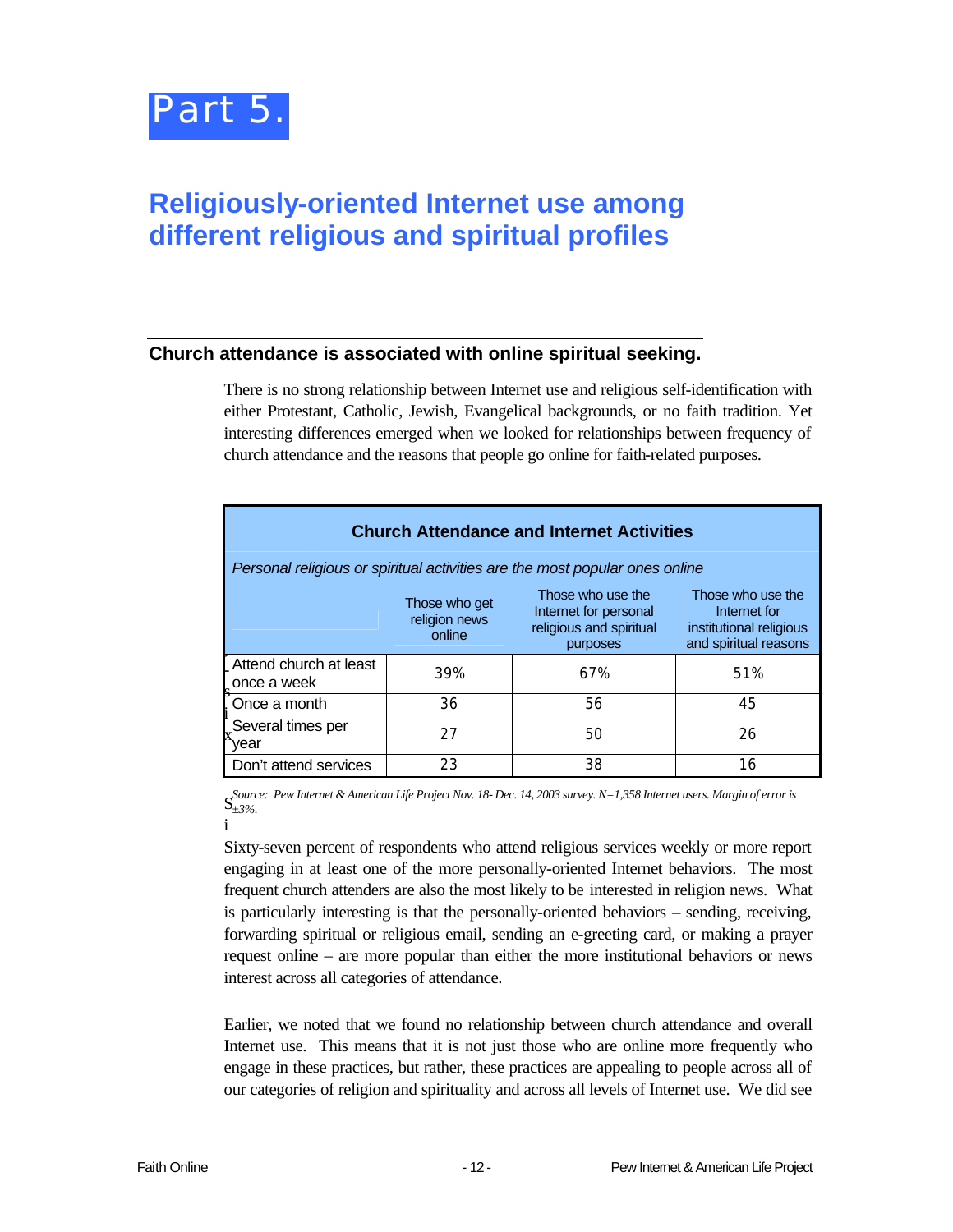# Part 5.

## Religiously-oriented Internet use among different religious and spiritual profiles

### Church attendance is associated with online spiritual seeking.

There is no strong relationship between Internet use and religious self-identification with either Protestant, Catholic, Jewish, Evangelical backgrounds, or no faith tradition. Yet interesting differences emerged when we looked for relationships between frequency of church attendance and the reasons that people go online for faith-related purposes.

**Church Attendance and Internet Activities**

*Personal religious or spiritual activities are the most popular ones online*

| | Those who get religion news online | Those who use the Internet for personal religious and spiritual purposes | Those who use the Internet for institutional religious and spiritual reasons |
|---|---|---|---|
| Attend church at least once a week | 39% | 67% | 51% |
| Once a month | 36 | 56 | 45 |
| Several times per year | 27 | 50 | 26 |
| Don't attend services | 23 | 38 | 16 |

*Source: Pew Internet & American Life Project Nov. 18- Dec. 14, 2003 survey. N=1,358 Internet users. Margin of error is ±3%.*

Sixty-seven percent of respondents who attend religious services weekly or more report engaging in at least one of the more personally-oriented Internet behaviors. The most frequent church attenders are also the most likely to be interested in religion news. What is particularly interesting is that the personally-oriented behaviors – sending, receiving, forwarding spiritual or religious email, sending an e-greeting card, or making a prayer request online – are more popular than either the more institutional behaviors or news interest across all categories of attendance.

Earlier, we noted that we found no relationship between church attendance and overall Internet use. This means that it is not just those who are online more frequently who engage in these practices, but rather, these practices are appealing to people across all of our categories of religion and spirituality and across all levels of Internet use. We did see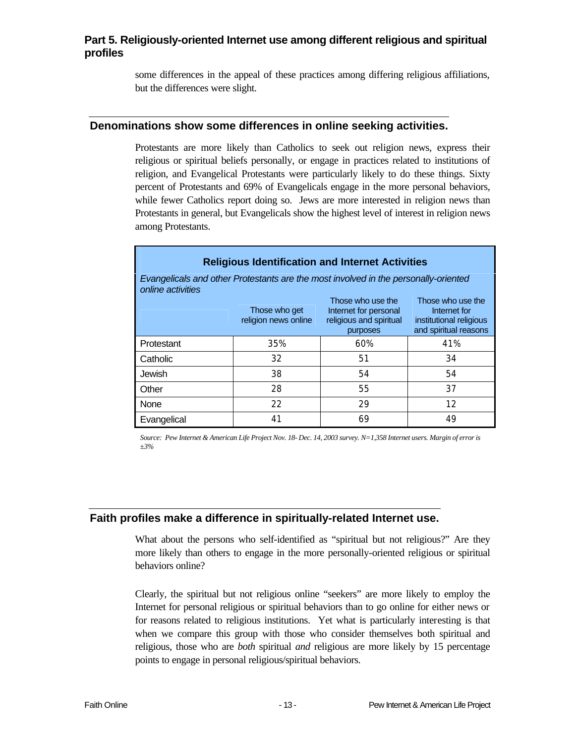## Part 5. Religiously-oriented Internet use among different religious and spiritual profiles

some differences in the appeal of these practices among differing religious affiliations, but the differences were slight.

### Denominations show some differences in online seeking activities.

Protestants are more likely than Catholics to seek out religion news, express their religious or spiritual beliefs personally, or engage in practices related to institutions of religion, and Evangelical Protestants were particularly likely to do these things. Sixty percent of Protestants and 69% of Evangelicals engage in the more personal behaviors, while fewer Catholics report doing so. Jews are more interested in religion news than Protestants in general, but Evangelicals show the highest level of interest in religion news among Protestants.

**Religious Identification and Internet Activities**

*Evangelicals and other Protestants are the most involved in the personally-oriented online activities*

| | Those who get religion news online | Those who use the Internet for personal religious and spiritual purposes | Those who use the Internet for institutional religious and spiritual reasons |
|---|---|---|---|
| Protestant | 35% | 60% | 41% |
| Catholic | 32 | 51 | 34 |
| Jewish | 38 | 54 | 54 |
| Other | 28 | 55 | 37 |
| None | 22 | 29 | 12 |
| Evangelical | 41 | 69 | 49 |

*Source: Pew Internet & American Life Project Nov. 18- Dec. 14, 2003 survey. N=1,358 Internet users. Margin of error is ±3%*

### Faith profiles make a difference in spiritually-related Internet use.

What about the persons who self-identified as "spiritual but not religious?" Are they more likely than others to engage in the more personally-oriented religious or spiritual behaviors online?

Clearly, the spiritual but not religious online "seekers" are more likely to employ the Internet for personal religious or spiritual behaviors than to go online for either news or for reasons related to religious institutions. Yet what is particularly interesting is that when we compare this group with those who consider themselves both spiritual and religious, those who are *both* spiritual *and* religious are more likely by 15 percentage points to engage in personal religious/spiritual behaviors.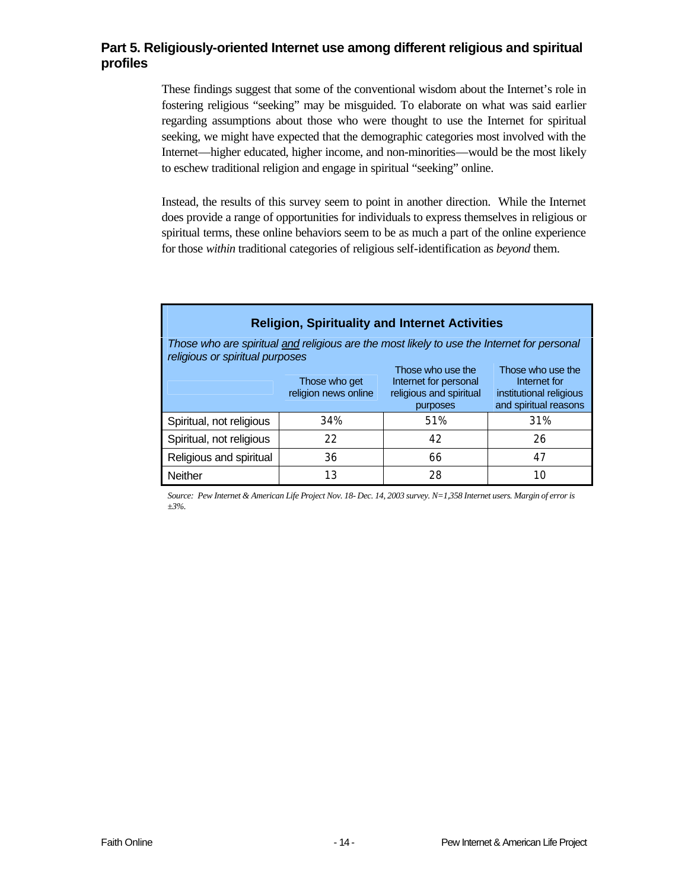## Part 5. Religiously-oriented Internet use among different religious and spiritual profiles

These findings suggest that some of the conventional wisdom about the Internet's role in fostering religious "seeking" may be misguided. To elaborate on what was said earlier regarding assumptions about those who were thought to use the Internet for spiritual seeking, we might have expected that the demographic categories most involved with the Internet—higher educated, higher income, and non-minorities—would be the most likely to eschew traditional religion and engage in spiritual "seeking" online.

Instead, the results of this survey seem to point in another direction. While the Internet does provide a range of opportunities for individuals to express themselves in religious or spiritual terms, these online behaviors seem to be as much a part of the online experience for those *within* traditional categories of religious self-identification as *beyond* them.

**Religion, Spirituality and Internet Activities**

*Those who are spiritual and religious are the most likely to use the Internet for personal religious or spiritual purposes*

| | Those who get religion news online | Those who use the Internet for personal religious and spiritual purposes | Those who use the Internet for institutional religious and spiritual reasons |
|---|---|---|---|
| Spiritual, not religious | 34% | 51% | 31% |
| Spiritual, not religious | 22 | 42 | 26 |
| Religious and spiritual | 36 | 66 | 47 |
| Neither | 13 | 28 | 10 |

*Source: Pew Internet & American Life Project Nov. 18- Dec. 14, 2003 survey. N=1,358 Internet users. Margin of error is ±3%.*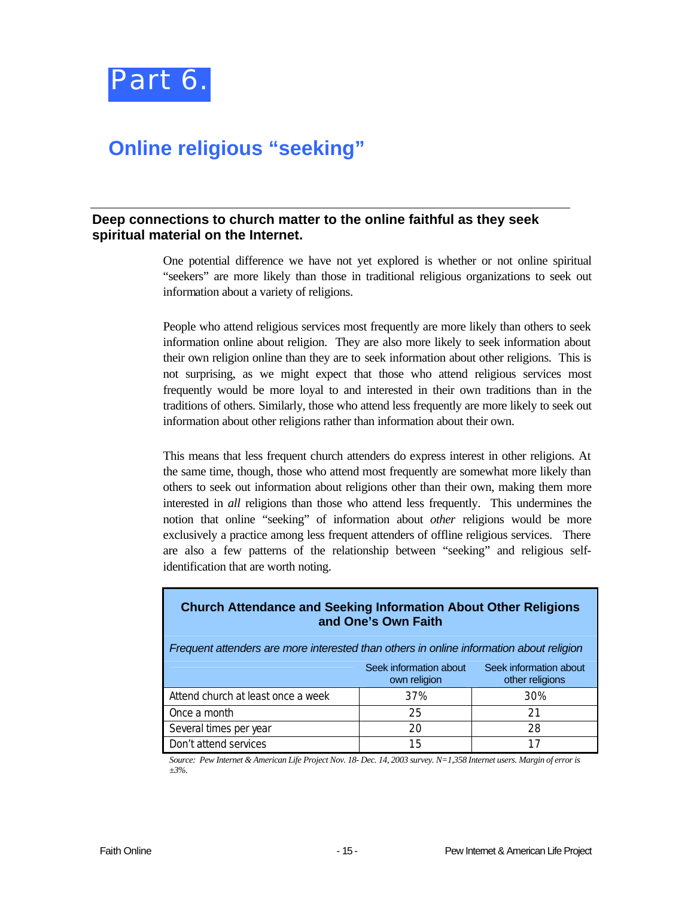# Part 6.

## Online religious "seeking"

### Deep connections to church matter to the online faithful as they seek spiritual material on the Internet.

One potential difference we have not yet explored is whether or not online spiritual "seekers" are more likely than those in traditional religious organizations to seek out information about a variety of religions.

People who attend religious services most frequently are more likely than others to seek information online about religion. They are also more likely to seek information about their own religion online than they are to seek information about other religions. This is not surprising, as we might expect that those who attend religious services most frequently would be more loyal to and interested in their own traditions than in the traditions of others. Similarly, those who attend less frequently are more likely to seek out information about other religions rather than information about their own.

This means that less frequent church attenders do express interest in other religions. At the same time, though, those who attend most frequently are somewhat more likely than others to seek out information about religions other than their own, making them more interested in *all* religions than those who attend less frequently. This undermines the notion that online "seeking" of information about *other* religions would be more exclusively a practice among less frequent attenders of offline religious services. There are also a few patterns of the relationship between "seeking" and religious self-identification that are worth noting.

**Church Attendance and Seeking Information About Other Religions and One's Own Faith**

*Frequent attenders are more interested than others in online information about religion*

| | Seek information about own religion | Seek information about other religions |
|---|---|---|
| Attend church at least once a week | 37% | 30% |
| Once a month | 25 | 21 |
| Several times per year | 20 | 28 |
| Don't attend services | 15 | 17 |

*Source: Pew Internet & American Life Project Nov. 18- Dec. 14, 2003 survey. N=1,358 Internet users. Margin of error is ±3%.*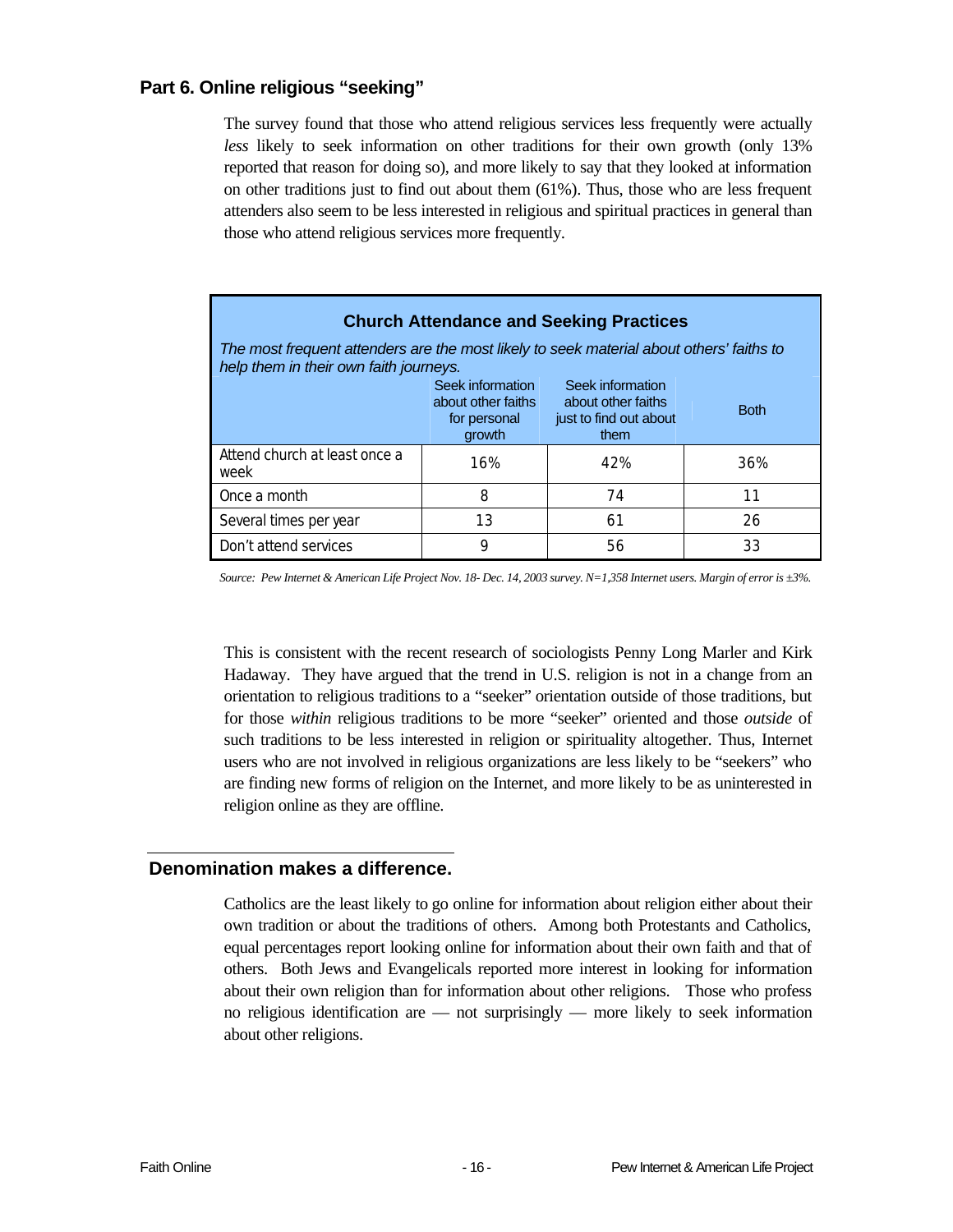## Part 6. Online religious "seeking"

The survey found that those who attend religious services less frequently were actually *less* likely to seek information on other traditions for their own growth (only 13% reported that reason for doing so), and more likely to say that they looked at information on other traditions just to find out about them (61%). Thus, those who are less frequent attenders also seem to be less interested in religious and spiritual practices in general than those who attend religious services more frequently.

**Church Attendance and Seeking Practices**

*The most frequent attenders are the most likely to seek material about others' faiths to help them in their own faith journeys.*

| | Seek information about other faiths for personal growth | Seek information about other faiths just to find out about them | Both |
|---|---|---|---|
| Attend church at least once a week | 16% | 42% | 36% |
| Once a month | 8 | 74 | 11 |
| Several times per year | 13 | 61 | 26 |
| Don't attend services | 9 | 56 | 33 |

*Source: Pew Internet & American Life Project Nov. 18- Dec. 14, 2003 survey. N=1,358 Internet users. Margin of error is ±3%.*

This is consistent with the recent research of sociologists Penny Long Marler and Kirk Hadaway. They have argued that the trend in U.S. religion is not in a change from an orientation to religious traditions to a "seeker" orientation outside of those traditions, but for those *within* religious traditions to be more "seeker" oriented and those *outside* of such traditions to be less interested in religion or spirituality altogether. Thus, Internet users who are not involved in religious organizations are less likely to be "seekers" who are finding new forms of religion on the Internet, and more likely to be as uninterested in religion online as they are offline.

### Denomination makes a difference.

Catholics are the least likely to go online for information about religion either about their own tradition or about the traditions of others. Among both Protestants and Catholics, equal percentages report looking online for information about their own faith and that of others. Both Jews and Evangelicals reported more interest in looking for information about their own religion than for information about other religions. Those who profess no religious identification are — not surprisingly — more likely to seek information about other religions.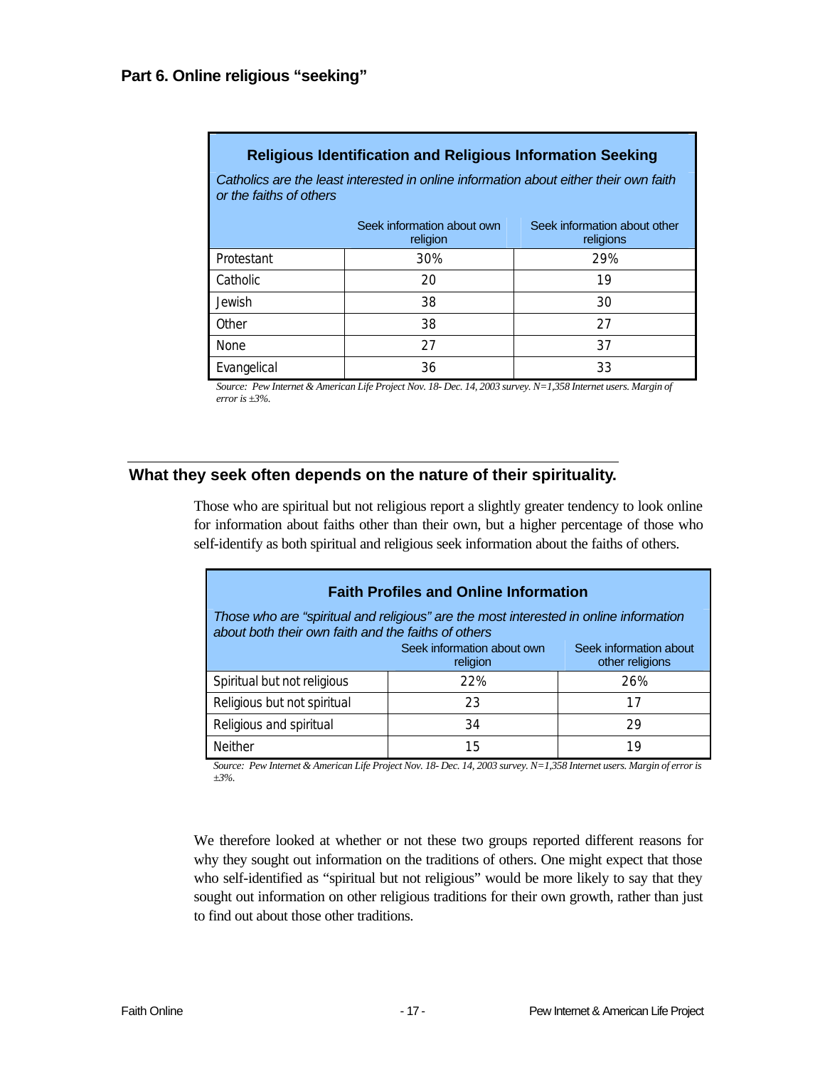## Part 6. Online religious "seeking"

**Religious Identification and Religious Information Seeking**

*Catholics are the least interested in online information about either their own faith or the faiths of others*

| | Seek information about own religion | Seek information about other religions |
|---|---|---|
| Protestant | 30% | 29% |
| Catholic | 20 | 19 |
| Jewish | 38 | 30 |
| Other | 38 | 27 |
| None | 27 | 37 |
| Evangelical | 36 | 33 |

*Source: Pew Internet & American Life Project Nov. 18- Dec. 14, 2003 survey. N=1,358 Internet users. Margin of error is ±3%.*

## What they seek often depends on the nature of their spirituality.

Those who are spiritual but not religious report a slightly greater tendency to look online for information about faiths other than their own, but a higher percentage of those who self-identify as both spiritual and religious seek information about the faiths of others.

**Faith Profiles and Online Information**

*Those who are "spiritual and religious" are the most interested in online information about both their own faith and the faiths of others*

| | Seek information about own religion | Seek information about other religions |
|---|---|---|
| Spiritual but not religious | 22% | 26% |
| Religious but not spiritual | 23 | 17 |
| Religious and spiritual | 34 | 29 |
| Neither | 15 | 19 |

*Source: Pew Internet & American Life Project Nov. 18- Dec. 14, 2003 survey. N=1,358 Internet users. Margin of error is ±3%.*

We therefore looked at whether or not these two groups reported different reasons for why they sought out information on the traditions of others. One might expect that those who self-identified as "spiritual but not religious" would be more likely to say that they sought out information on other religious traditions for their own growth, rather than just to find out about those other traditions.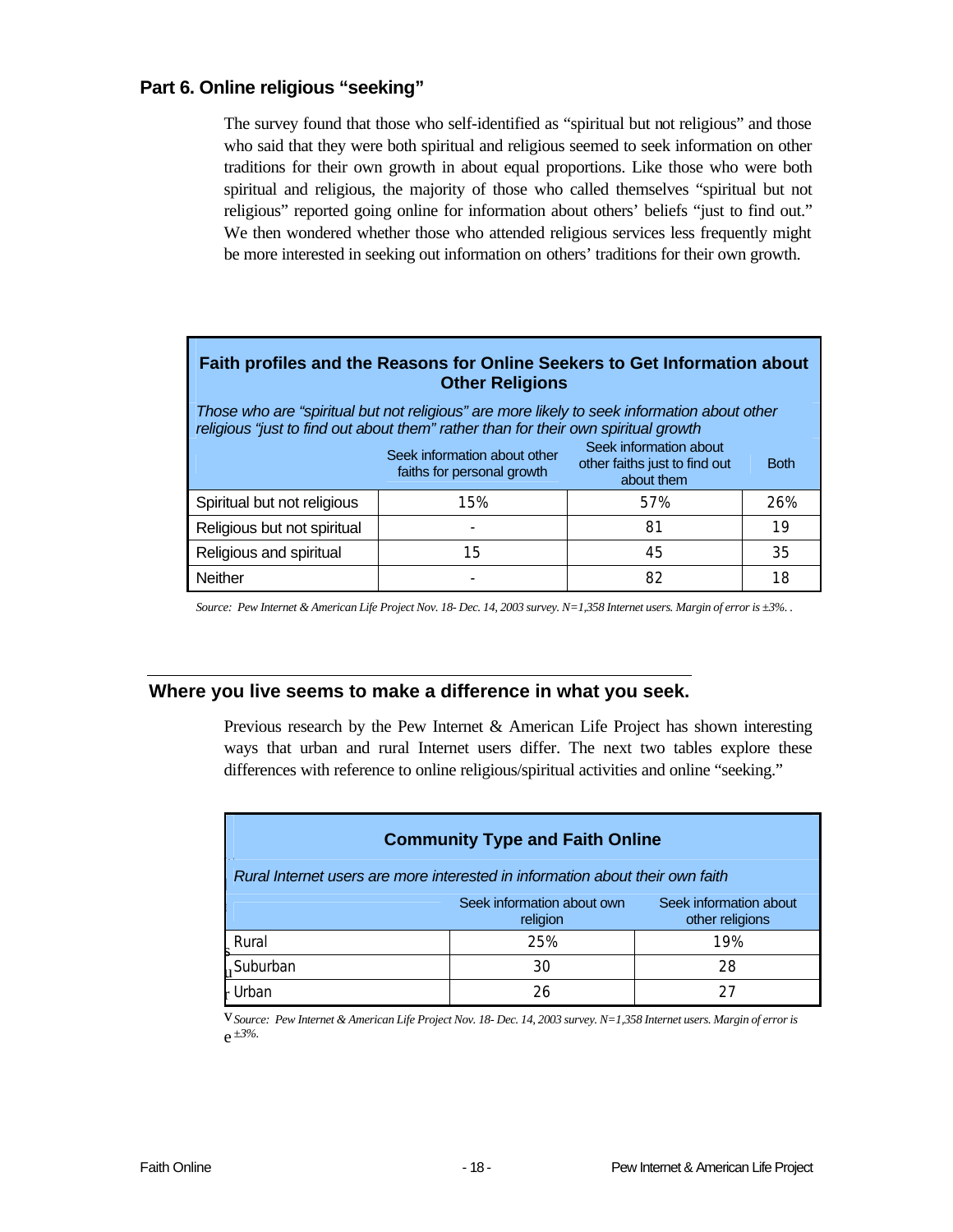## Part 6. Online religious "seeking"

The survey found that those who self-identified as "spiritual but not religious" and those who said that they were both spiritual and religious seemed to seek information on other traditions for their own growth in about equal proportions. Like those who were both spiritual and religious, the majority of those who called themselves "spiritual but not religious" reported going online for information about others' beliefs "just to find out." We then wondered whether those who attended religious services less frequently might be more interested in seeking out information on others' traditions for their own growth.

**Faith profiles and the Reasons for Online Seekers to Get Information about Other Religions**

*Those who are "spiritual but not religious" are more likely to seek information about other religious "just to find out about them" rather than for their own spiritual growth*

| | Seek information about other faiths for personal growth | Seek information about other faiths just to find out about them | Both |
|---|---|---|---|
| Spiritual but not religious | 15% | 57% | 26% |
| Religious but not spiritual | - | 81 | 19 |
| Religious and spiritual | 15 | 45 | 35 |
| Neither | - | 82 | 18 |

*Source: Pew Internet & American Life Project Nov. 18- Dec. 14, 2003 survey. N=1,358 Internet users. Margin of error is ±3%. .*

## Where you live seems to make a difference in what you seek.

Previous research by the Pew Internet & American Life Project has shown interesting ways that urban and rural Internet users differ. The next two tables explore these differences with reference to online religious/spiritual activities and online "seeking."

**Community Type and Faith Online**

*Rural Internet users are more interested in information about their own faith*

| | Seek information about own religion | Seek information about other religions |
|---|---|---|
| Rural | 25% | 19% |
| Suburban | 30 | 28 |
| Urban | 26 | 27 |

*Source: Pew Internet & American Life Project Nov. 18- Dec. 14, 2003 survey. N=1,358 Internet users. Margin of error is ±3%.*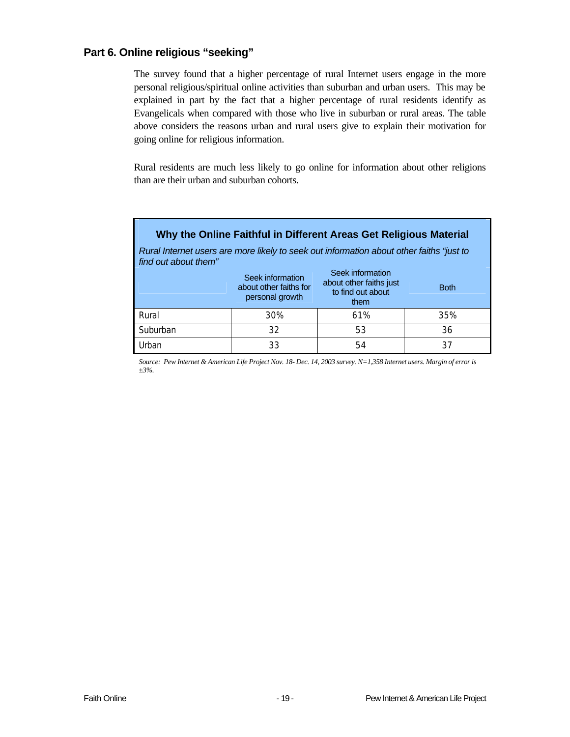## Part 6. Online religious "seeking"

The survey found that a higher percentage of rural Internet users engage in the more personal religious/spiritual online activities than suburban and urban users. This may be explained in part by the fact that a higher percentage of rural residents identify as Evangelicals when compared with those who live in suburban or rural areas. The table above considers the reasons urban and rural users give to explain their motivation for going online for religious information.

Rural residents are much less likely to go online for information about other religions than are their urban and suburban cohorts.

**Why the Online Faithful in Different Areas Get Religious Material**

*Rural Internet users are more likely to seek out information about other faiths "just to find out about them"*

| | Seek information about other faiths for personal growth | Seek information about other faiths just to find out about them | Both |
|---|---|---|---|
| Rural | 30% | 61% | 35% |
| Suburban | 32 | 53 | 36 |
| Urban | 33 | 54 | 37 |

*Source: Pew Internet & American Life Project Nov. 18- Dec. 14, 2003 survey. N=1,358 Internet users. Margin of error is ±3%.*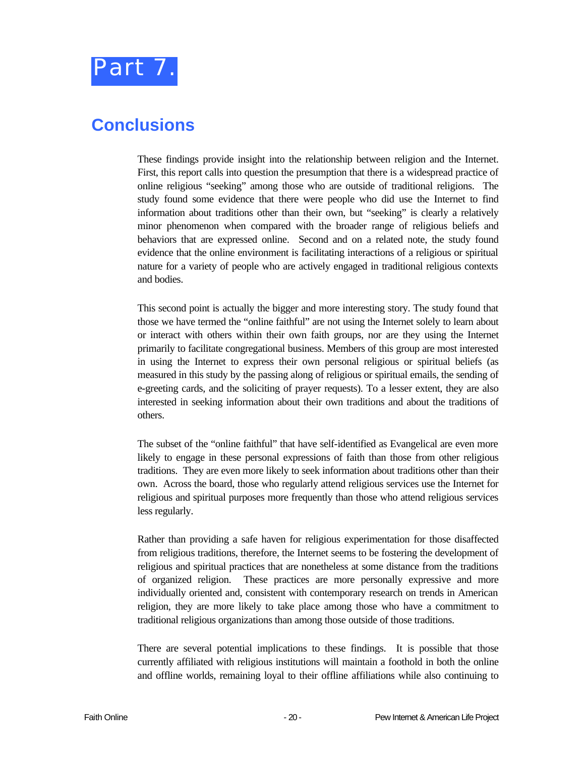# Part 7.

## Conclusions

These findings provide insight into the relationship between religion and the Internet. First, this report calls into question the presumption that there is a widespread practice of online religious "seeking" among those who are outside of traditional religions. The study found some evidence that there were people who did use the Internet to find information about traditions other than their own, but "seeking" is clearly a relatively minor phenomenon when compared with the broader range of religious beliefs and behaviors that are expressed online. Second and on a related note, the study found evidence that the online environment is facilitating interactions of a religious or spiritual nature for a variety of people who are actively engaged in traditional religious contexts and bodies.

This second point is actually the bigger and more interesting story. The study found that those we have termed the "online faithful" are not using the Internet solely to learn about or interact with others within their own faith groups, nor are they using the Internet primarily to facilitate congregational business. Members of this group are most interested in using the Internet to express their own personal religious or spiritual beliefs (as measured in this study by the passing along of religious or spiritual emails, the sending of e-greeting cards, and the soliciting of prayer requests). To a lesser extent, they are also interested in seeking information about their own traditions and about the traditions of others.

The subset of the "online faithful" that have self-identified as Evangelical are even more likely to engage in these personal expressions of faith than those from other religious traditions. They are even more likely to seek information about traditions other than their own. Across the board, those who regularly attend religious services use the Internet for religious and spiritual purposes more frequently than those who attend religious services less regularly.

Rather than providing a safe haven for religious experimentation for those disaffected from religious traditions, therefore, the Internet seems to be fostering the development of religious and spiritual practices that are nonetheless at some distance from the traditions of organized religion. These practices are more personally expressive and more individually oriented and, consistent with contemporary research on trends in American religion, they are more likely to take place among those who have a commitment to traditional religious organizations than among those outside of those traditions.

There are several potential implications to these findings. It is possible that those currently affiliated with religious institutions will maintain a foothold in both the online and offline worlds, remaining loyal to their offline affiliations while also continuing to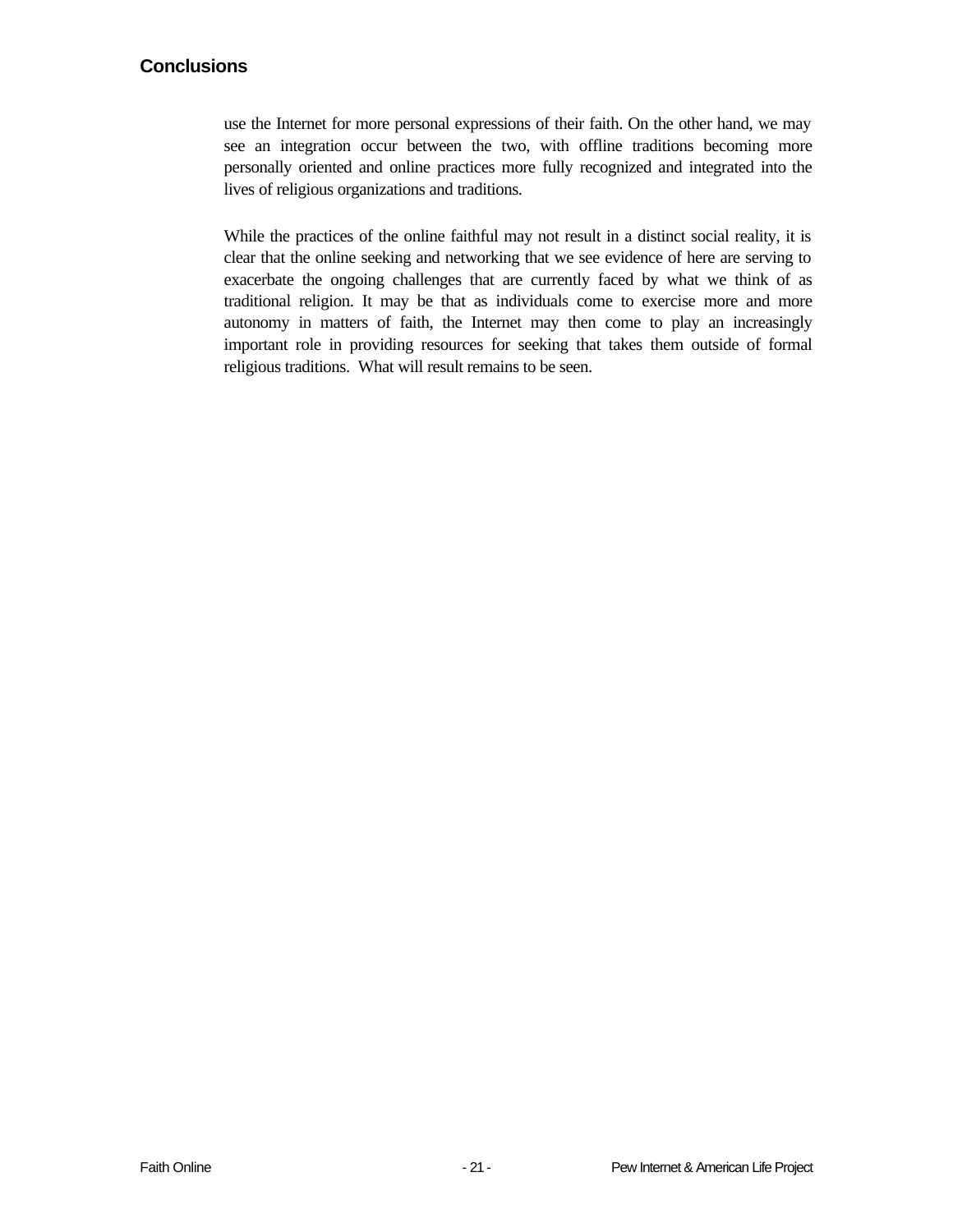## Conclusions

use the Internet for more personal expressions of their faith. On the other hand, we may see an integration occur between the two, with offline traditions becoming more personally oriented and online practices more fully recognized and integrated into the lives of religious organizations and traditions.

While the practices of the online faithful may not result in a distinct social reality, it is clear that the online seeking and networking that we see evidence of here are serving to exacerbate the ongoing challenges that are currently faced by what we think of as traditional religion. It may be that as individuals come to exercise more and more autonomy in matters of faith, the Internet may then come to play an increasingly important role in providing resources for seeking that takes them outside of formal religious traditions. What will result remains to be seen.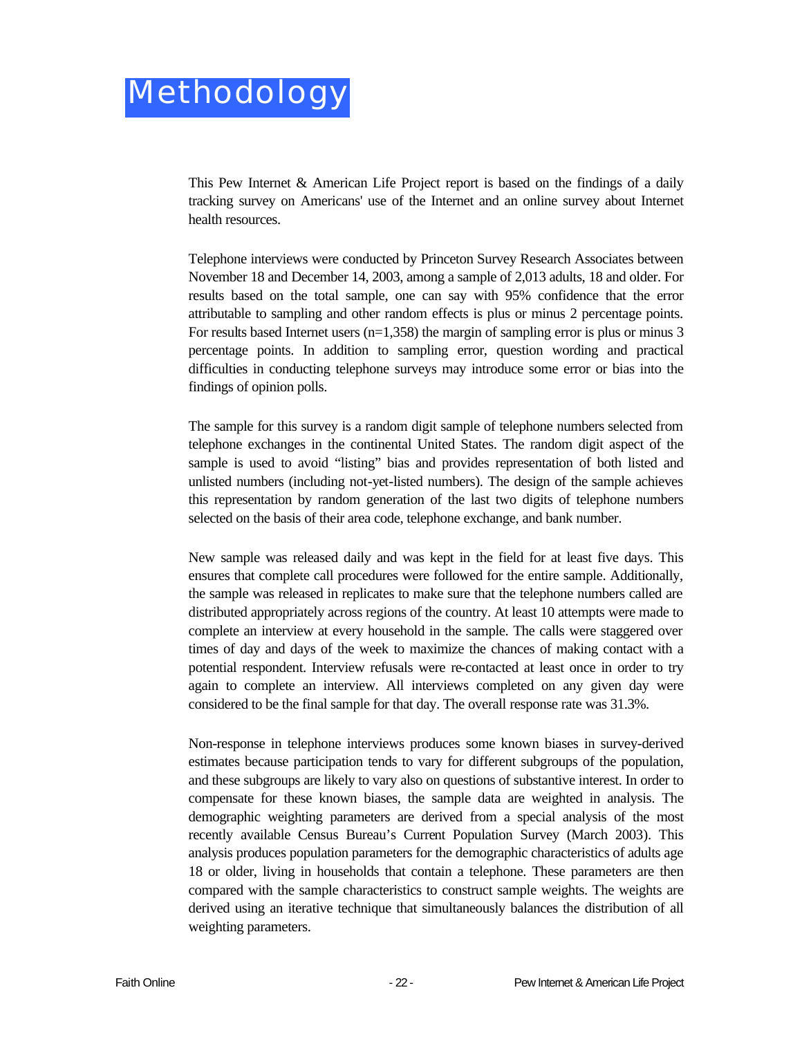# Methodology

This Pew Internet & American Life Project report is based on the findings of a daily tracking survey on Americans' use of the Internet and an online survey about Internet health resources.

Telephone interviews were conducted by Princeton Survey Research Associates between November 18 and December 14, 2003, among a sample of 2,013 adults, 18 and older. For results based on the total sample, one can say with 95% confidence that the error attributable to sampling and other random effects is plus or minus 2 percentage points. For results based Internet users (n=1,358) the margin of sampling error is plus or minus 3 percentage points. In addition to sampling error, question wording and practical difficulties in conducting telephone surveys may introduce some error or bias into the findings of opinion polls.

The sample for this survey is a random digit sample of telephone numbers selected from telephone exchanges in the continental United States. The random digit aspect of the sample is used to avoid "listing" bias and provides representation of both listed and unlisted numbers (including not-yet-listed numbers). The design of the sample achieves this representation by random generation of the last two digits of telephone numbers selected on the basis of their area code, telephone exchange, and bank number.

New sample was released daily and was kept in the field for at least five days. This ensures that complete call procedures were followed for the entire sample. Additionally, the sample was released in replicates to make sure that the telephone numbers called are distributed appropriately across regions of the country. At least 10 attempts were made to complete an interview at every household in the sample. The calls were staggered over times of day and days of the week to maximize the chances of making contact with a potential respondent. Interview refusals were re-contacted at least once in order to try again to complete an interview. All interviews completed on any given day were considered to be the final sample for that day. The overall response rate was 31.3%.

Non-response in telephone interviews produces some known biases in survey-derived estimates because participation tends to vary for different subgroups of the population, and these subgroups are likely to vary also on questions of substantive interest. In order to compensate for these known biases, the sample data are weighted in analysis. The demographic weighting parameters are derived from a special analysis of the most recently available Census Bureau's Current Population Survey (March 2003). This analysis produces population parameters for the demographic characteristics of adults age 18 or older, living in households that contain a telephone. These parameters are then compared with the sample characteristics to construct sample weights. The weights are derived using an iterative technique that simultaneously balances the distribution of all weighting parameters.